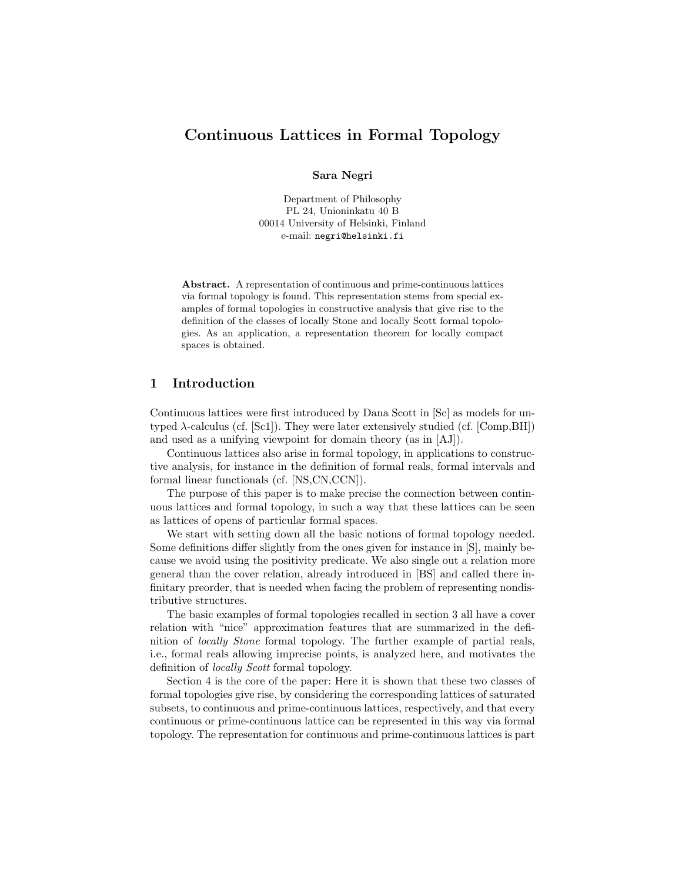# Continuous Lattices in Formal Topology

**Sara Negri**

Department of Philosophy
PL 24, Unioninkatu 40 B
00014 University of Helsinki, Finland
e-mail: `negri@helsinki.fi`

**Abstract.** A representation of continuous and prime-continuous lattices via formal topology is found. This representation stems from special examples of formal topologies in constructive analysis that give rise to the definition of the classes of locally Stone and locally Scott formal topologies. As an application, a representation theorem for locally compact spaces is obtained.

## 1 Introduction

Continuous lattices were first introduced by Dana Scott in [Sc] as models for untyped $\lambda$-calculus (cf. [Sc1]). They were later extensively studied (cf. [Comp,BH]) and used as a unifying viewpoint for domain theory (as in [AJ]).

Continuous lattices also arise in formal topology, in applications to constructive analysis, for instance in the definition of formal reals, formal intervals and formal linear functionals (cf. [NS,CN,CCN]).

The purpose of this paper is to make precise the connection between continuous lattices and formal topology, in such a way that these lattices can be seen as lattices of opens of particular formal spaces.

We start with setting down all the basic notions of formal topology needed. Some definitions differ slightly from the ones given for instance in [S], mainly because we avoid using the positivity predicate. We also single out a relation more general than the cover relation, already introduced in [BS] and called there infinitary preorder, that is needed when facing the problem of representing nondistributive structures.

The basic examples of formal topologies recalled in section 3 all have a cover relation with "nice" approximation features that are summarized in the definition of *locally Stone* formal topology. The further example of partial reals, i.e., formal reals allowing imprecise points, is analyzed here, and motivates the definition of *locally Scott* formal topology.

Section 4 is the core of the paper: Here it is shown that these two classes of formal topologies give rise, by considering the corresponding lattices of saturated subsets, to continuous and prime-continuous lattices, respectively, and that every continuous or prime-continuous lattice can be represented in this way via formal topology. The representation for continuous and prime-continuous lattices is part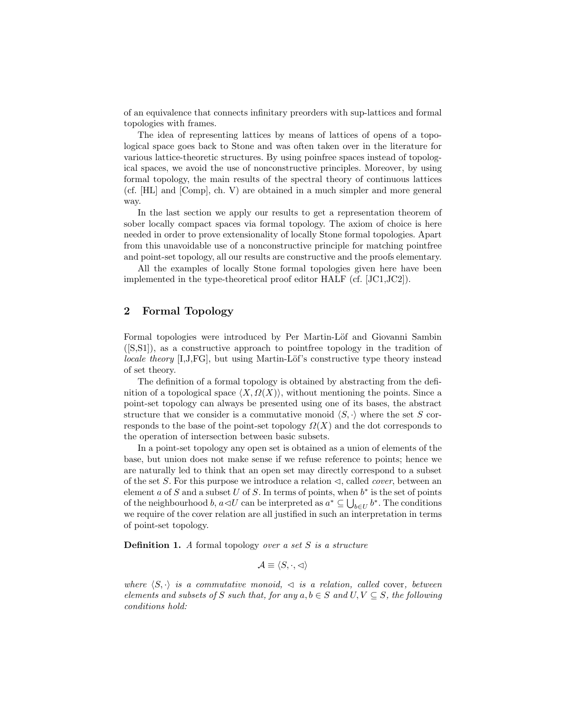of an equivalence that connects infinitary preorders with sup-lattices and formal topologies with frames.

The idea of representing lattices by means of lattices of opens of a topological space goes back to Stone and was often taken over in the literature for various lattice-theoretic structures. By using poinfree spaces instead of topological spaces, we avoid the use of nonconstructive principles. Moreover, by using formal topology, the main results of the spectral theory of continuous lattices (cf. [HL] and [Comp], ch. V) are obtained in a much simpler and more general way.

In the last section we apply our results to get a representation theorem of sober locally compact spaces via formal topology. The axiom of choice is here needed in order to prove extensionality of locally Stone formal topologies. Apart from this unavoidable use of a nonconstructive principle for matching pointfree and point-set topology, all our results are constructive and the proofs elementary.

All the examples of locally Stone formal topologies given here have been implemented in the type-theoretical proof editor HALF (cf. [JC1,JC2]).

## 2 Formal Topology

Formal topologies were introduced by Per Martin-Löf and Giovanni Sambin ([S,S1]), as a constructive approach to pointfree topology in the tradition of *locale theory* [I,J,FG], but using Martin-Löf's constructive type theory instead of set theory.

The definition of a formal topology is obtained by abstracting from the definition of a topological space $\langle X, \Omega(X)\rangle$, without mentioning the points. Since a point-set topology can always be presented using one of its bases, the abstract structure that we consider is a commutative monoid $\langle S, \cdot\rangle$ where the set $S$ corresponds to the base of the point-set topology $\Omega(X)$ and the dot corresponds to the operation of intersection between basic subsets.

In a point-set topology any open set is obtained as a union of elements of the base, but union does not make sense if we refuse reference to points; hence we are naturally led to think that an open set may directly correspond to a subset of the set $S$. For this purpose we introduce a relation $\lhd$, called *cover*, between an element $a$ of $S$ and a subset $U$ of $S$. In terms of points, when $b^*$ is the set of points of the neighbourhood $b$, $a \lhd U$ can be interpreted as $a^* \subseteq \bigcup_{b \in U} b^*$. The conditions we require of the cover relation are all justified in such an interpretation in terms of point-set topology.

**Definition 1.** *A* formal topology *over a set $S$ is a structure*

$$\mathcal{A} \equiv \langle S, \cdot, \lhd\rangle$$

*where $\langle S, \cdot\rangle$ is a commutative monoid, $\lhd$ is a relation, called* cover*, between elements and subsets of $S$ such that, for any $a, b \in S$ and $U, V \subseteq S$, the following conditions hold:*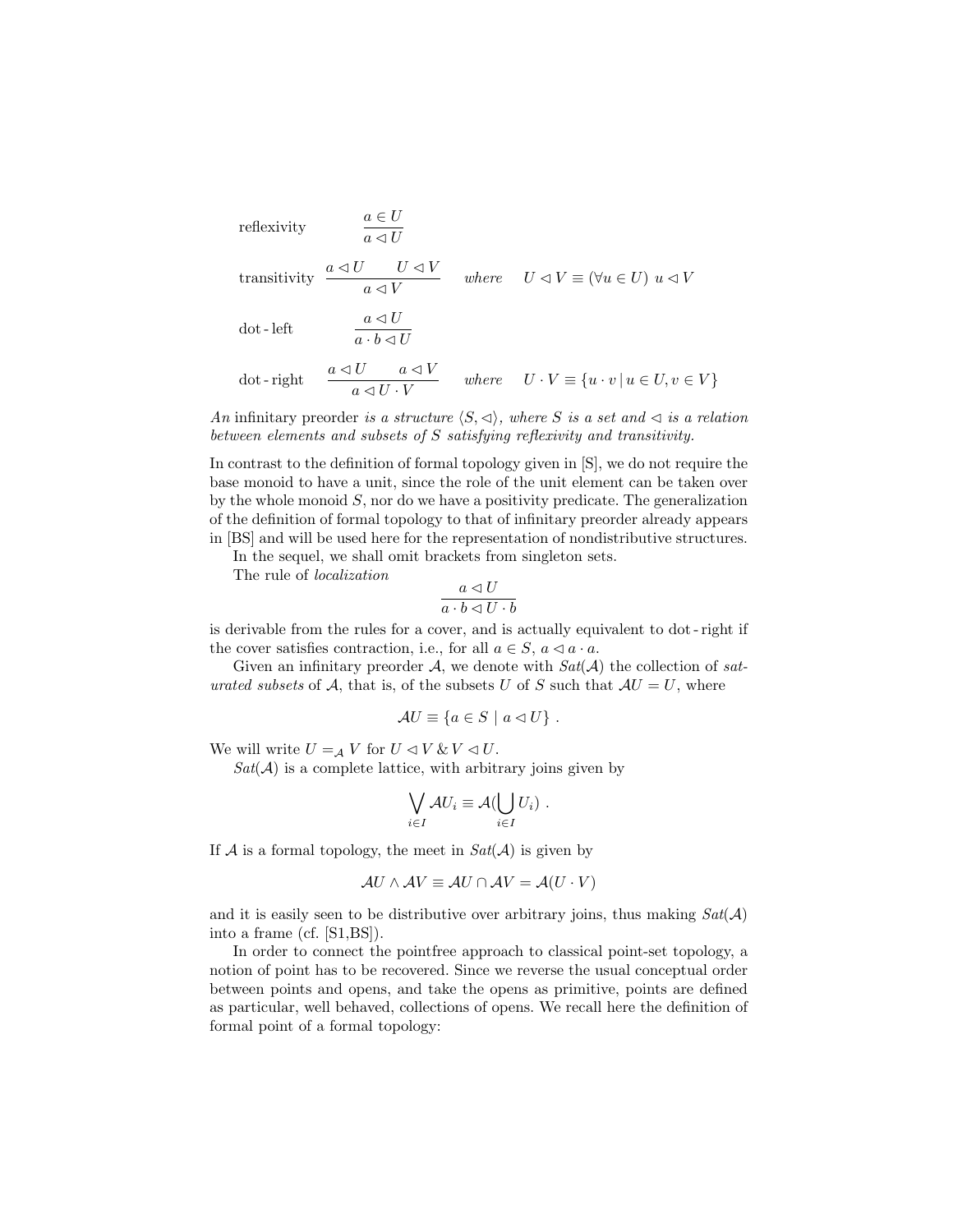reflexivity $\quad \dfrac{a \in U}{a \lhd U}$

transitivity $\quad \dfrac{a \lhd U \qquad U \lhd V}{a \lhd V} \qquad where \qquad U \lhd V \equiv (\forall u \in U)\ u \lhd V$

dot - left $\quad \dfrac{a \lhd U}{a \cdot b \lhd U}$

dot - right $\quad \dfrac{a \lhd U \qquad a \lhd V}{a \lhd U \cdot V} \qquad where \qquad U \cdot V \equiv \{u \cdot v \mid u \in U, v \in V\}$

*An* infinitary preorder *is a structure* $\langle S, \lhd \rangle$*, where* $S$ *is a set and* $\lhd$ *is a relation between elements and subsets of* $S$ *satisfying reflexivity and transitivity.*

In contrast to the definition of formal topology given in [S], we do not require the base monoid to have a unit, since the role of the unit element can be taken over by the whole monoid $S$, nor do we have a positivity predicate. The generalization of the definition of formal topology to that of infinitary preorder already appears in [BS] and will be used here for the representation of nondistributive structures.

In the sequel, we shall omit brackets from singleton sets.

The rule of *localization*

$$\frac{a \lhd U}{a \cdot b \lhd U \cdot b}$$

is derivable from the rules for a cover, and is actually equivalent to dot - right if the cover satisfies contraction, i.e., for all $a \in S$, $a \lhd a \cdot a$.

Given an infinitary preorder $\mathcal{A}$, we denote with $Sat(\mathcal{A})$ the collection of *saturated subsets* of $\mathcal{A}$, that is, of the subsets $U$ of $S$ such that $\mathcal{A}U = U$, where

$$\mathcal{A}U \equiv \{a \in S \mid a \lhd U\} .$$

We will write $U =_{\mathcal{A}} V$ for $U \lhd V \,\&\, V \lhd U$.

$Sat(\mathcal{A})$ is a complete lattice, with arbitrary joins given by

$$\bigvee_{i \in I} \mathcal{A}U_i \equiv \mathcal{A}(\bigcup_{i \in I} U_i) .$$

If $\mathcal{A}$ is a formal topology, the meet in $Sat(\mathcal{A})$ is given by

$$\mathcal{A}U \wedge \mathcal{A}V \equiv \mathcal{A}U \cap \mathcal{A}V = \mathcal{A}(U \cdot V)$$

and it is easily seen to be distributive over arbitrary joins, thus making $Sat(\mathcal{A})$ into a frame (cf. [S1,BS]).

In order to connect the pointfree approach to classical point-set topology, a notion of point has to be recovered. Since we reverse the usual conceptual order between points and opens, and take the opens as primitive, points are defined as particular, well behaved, collections of opens. We recall here the definition of formal point of a formal topology: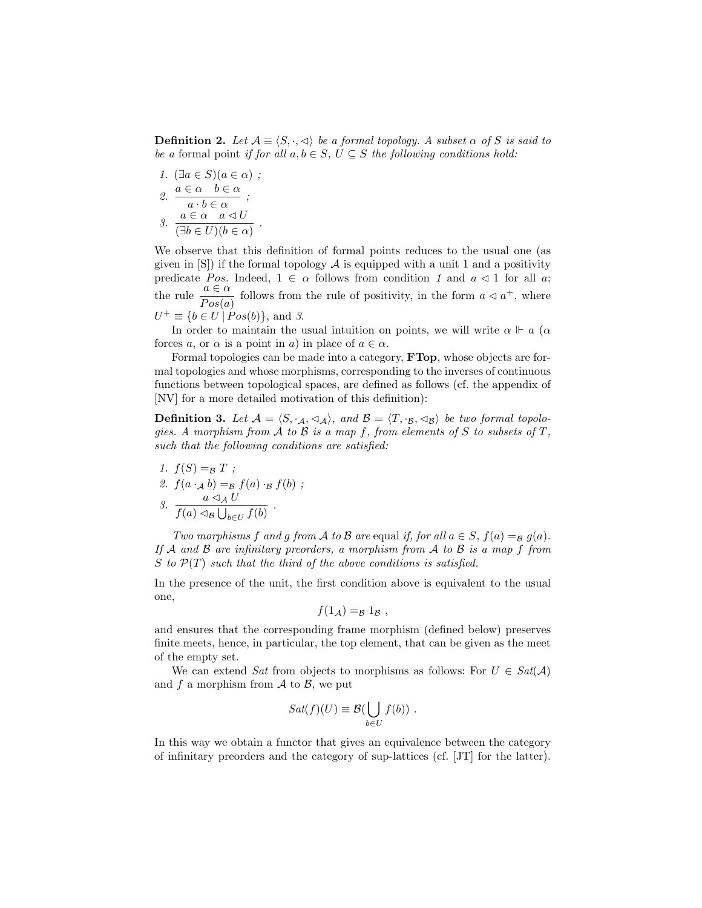**Definition 2.** *Let $\mathcal{A} \equiv \langle S, \cdot, \lhd \rangle$ be a formal topology. A subset $\alpha$ of $S$ is said to be a* formal point *if for all $a, b \in S$, $U \subseteq S$ the following conditions hold:*

1. $(\exists a \in S)(a \in \alpha)$ ;
2. $\dfrac{a \in \alpha \quad b \in \alpha}{a \cdot b \in \alpha}$ ;
3. $\dfrac{a \in \alpha \quad a \lhd U}{(\exists b \in U)(b \in \alpha)}$ .

We observe that this definition of formal points reduces to the usual one (as given in [S]) if the formal topology $\mathcal{A}$ is equipped with a unit 1 and a positivity predicate $Pos$. Indeed, $1 \in \alpha$ follows from condition *1* and $a \lhd 1$ for all $a$; the rule $\dfrac{a \in \alpha}{Pos(a)}$ follows from the rule of positivity, in the form $a \lhd a^+$, where $U^+ \equiv \{b \in U \mid Pos(b)\}$, and *3*.

In order to maintain the usual intuition on points, we will write $\alpha \Vdash a$ ($\alpha$ forces $a$, or $\alpha$ is a point in $a$) in place of $a \in \alpha$.

Formal topologies can be made into a category, **FTop**, whose objects are formal topologies and whose morphisms, corresponding to the inverses of continuous functions between topological spaces, are defined as follows (cf. the appendix of [NV] for a more detailed motivation of this definition):

**Definition 3.** *Let $\mathcal{A} = \langle S, \cdot_\mathcal{A}, \lhd_\mathcal{A} \rangle$, and $\mathcal{B} = \langle T, \cdot_\mathcal{B}, \lhd_\mathcal{B} \rangle$ be two formal topologies. A morphism from $\mathcal{A}$ to $\mathcal{B}$ is a map $f$, from elements of $S$ to subsets of $T$, such that the following conditions are satisfied:*

1. $f(S) =_\mathcal{B} T$ ;
2. $f(a \cdot_\mathcal{A} b) =_\mathcal{B} f(a) \cdot_\mathcal{B} f(b)$ ;
3. $\dfrac{a \lhd_\mathcal{A} U}{f(a) \lhd_\mathcal{B} \bigcup_{b \in U} f(b)}$ .

*Two morphisms $f$ and $g$ from $\mathcal{A}$ to $\mathcal{B}$ are* equal *if, for all $a \in S$, $f(a) =_\mathcal{B} g(a)$. If $\mathcal{A}$ and $\mathcal{B}$ are infinitary preorders, a morphism from $\mathcal{A}$ to $\mathcal{B}$ is a map $f$ from $S$ to $\mathcal{P}(T)$ such that the third of the above conditions is satisfied.*

In the presence of the unit, the first condition above is equivalent to the usual one,

$$f(1_\mathcal{A}) =_\mathcal{B} 1_\mathcal{B} \ ,$$

and ensures that the corresponding frame morphism (defined below) preserves finite meets, hence, in particular, the top element, that can be given as the meet of the empty set.

We can extend $Sat$ from objects to morphisms as follows: For $U \in Sat(\mathcal{A})$ and $f$ a morphism from $\mathcal{A}$ to $\mathcal{B}$, we put

$$Sat(f)(U) \equiv \mathcal{B}(\bigcup_{b \in U} f(b)) \ .$$

In this way we obtain a functor that gives an equivalence between the category of infinitary preorders and the category of sup-lattices (cf. [JT] for the latter).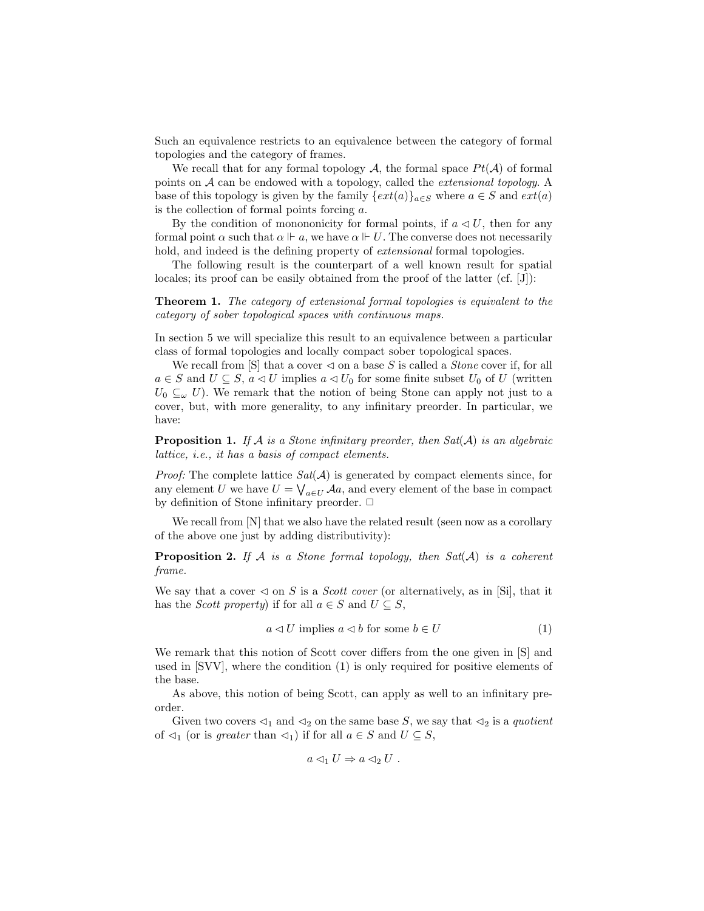Such an equivalence restricts to an equivalence between the category of formal topologies and the category of frames.

We recall that for any formal topology $\mathcal{A}$, the formal space $Pt(\mathcal{A})$ of formal points on $\mathcal{A}$ can be endowed with a topology, called the *extensional topology.* A base of this topology is given by the family $\{ext(a)\}_{a \in S}$ where $a \in S$ and $ext(a)$ is the collection of formal points forcing $a$.

By the condition of monononicity for formal points, if $a \lhd U$, then for any formal point $\alpha$ such that $\alpha \Vdash a$, we have $\alpha \Vdash U$. The converse does not necessarily hold, and indeed is the defining property of *extensional* formal topologies.

The following result is the counterpart of a well known result for spatial locales; its proof can be easily obtained from the proof of the latter (cf. [J]):

**Theorem 1.** *The category of extensional formal topologies is equivalent to the category of sober topological spaces with continuous maps.*

In section 5 we will specialize this result to an equivalence between a particular class of formal topologies and locally compact sober topological spaces.

We recall from [S] that a cover $\lhd$ on a base $S$ is called a *Stone* cover if, for all $a \in S$ and $U \subseteq S$, $a \lhd U$ implies $a \lhd U_0$ for some finite subset $U_0$ of $U$ (written $U_0 \subseteq_\omega U$). We remark that the notion of being Stone can apply not just to a cover, but, with more generality, to any infinitary preorder. In particular, we have:

**Proposition 1.** *If $\mathcal{A}$ is a Stone infinitary preorder, then $Sat(\mathcal{A})$ is an algebraic lattice, i.e., it has a basis of compact elements.*

*Proof:* The complete lattice $Sat(\mathcal{A})$ is generated by compact elements since, for any element $U$ we have $U = \bigvee_{a \in U} \mathcal{A}a$, and every element of the base in compact by definition of Stone infinitary preorder. $\Box$

We recall from [N] that we also have the related result (seen now as a corollary of the above one just by adding distributivity):

**Proposition 2.** *If $\mathcal{A}$ is a Stone formal topology, then $Sat(\mathcal{A})$ is a coherent frame.*

We say that a cover $\lhd$ on $S$ is a *Scott cover* (or alternatively, as in [Si], that it has the *Scott property*) if for all $a \in S$ and $U \subseteq S$,

$$a \lhd U \text{ implies } a \lhd b \text{ for some } b \in U \tag{1}$$

We remark that this notion of Scott cover differs from the one given in [S] and used in [SVV], where the condition (1) is only required for positive elements of the base.

As above, this notion of being Scott, can apply as well to an infinitary preorder.

Given two covers $\lhd_1$ and $\lhd_2$ on the same base $S$, we say that $\lhd_2$ is a *quotient* of $\lhd_1$ (or is *greater* than $\lhd_1$) if for all $a \in S$ and $U \subseteq S$,

$$a \lhd_1 U \Rightarrow a \lhd_2 U \ .$$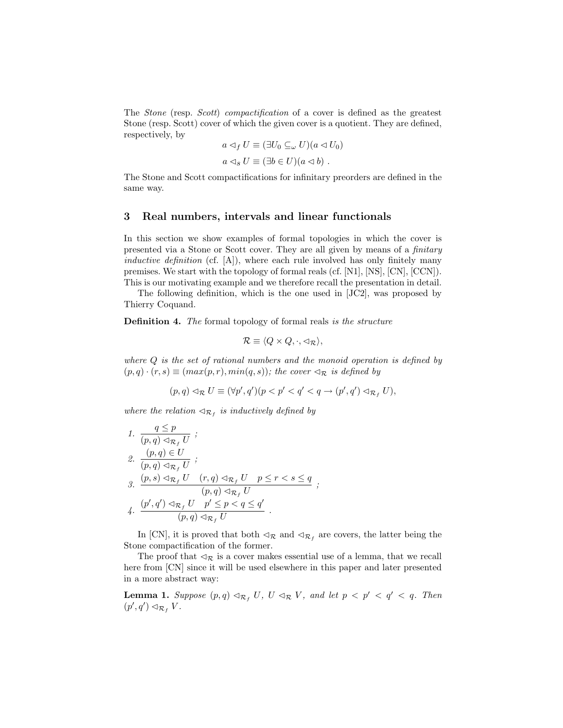The *Stone* (resp. *Scott*) *compactification* of a cover is defined as the greatest Stone (resp. Scott) cover of which the given cover is a quotient. They are defined, respectively, by

$$a \lhd_f U \equiv (\exists U_0 \subseteq_\omega U)(a \lhd U_0)$$

$$a \lhd_s U \equiv (\exists b \in U)(a \lhd b) \ .$$

The Stone and Scott compactifications for infinitary preorders are defined in the same way.

## 3 Real numbers, intervals and linear functionals

In this section we show examples of formal topologies in which the cover is presented via a Stone or Scott cover. They are all given by means of a *finitary inductive definition* (cf. [A]), where each rule involved has only finitely many premises. We start with the topology of formal reals (cf. [N1], [NS], [CN], [CCN]). This is our motivating example and we therefore recall the presentation in detail.

The following definition, which is the one used in [JC2], was proposed by Thierry Coquand.

**Definition 4.** *The* formal topology of formal reals *is the structure*

$$\mathcal{R} \equiv \langle Q \times Q, \cdot, \lhd_{\mathcal{R}} \rangle,$$

*where $Q$ is the set of rational numbers and the monoid operation is defined by $(p, q) \cdot (r, s) \equiv (max(p, r), min(q, s))$; the cover $\lhd_{\mathcal{R}}$ is defined by*

$$(p, q) \lhd_{\mathcal{R}} U \equiv (\forall p', q')(p < p' < q' < q \rightarrow (p', q') \lhd_{\mathcal{R}_f} U),$$

*where the relation $\lhd_{\mathcal{R}_f}$ is inductively defined by*

1. $\dfrac{q \leq p}{(p, q) \lhd_{\mathcal{R}_f} U}$ ;
2. $\dfrac{(p, q) \in U}{(p, q) \lhd_{\mathcal{R}_f} U}$ ;
3. $\dfrac{(p, s) \lhd_{\mathcal{R}_f} U \quad (r, q) \lhd_{\mathcal{R}_f} U \quad p \leq r < s \leq q}{(p, q) \lhd_{\mathcal{R}_f} U}$ ;
4. $\dfrac{(p', q') \lhd_{\mathcal{R}_f} U \quad p' \leq p < q \leq q'}{(p, q) \lhd_{\mathcal{R}_f} U}$ .

In [CN], it is proved that both $\lhd_{\mathcal{R}}$ and $\lhd_{\mathcal{R}_f}$ are covers, the latter being the Stone compactification of the former.

The proof that $\lhd_{\mathcal{R}}$ is a cover makes essential use of a lemma, that we recall here from [CN] since it will be used elsewhere in this paper and later presented in a more abstract way:

**Lemma 1.** *Suppose $(p, q) \lhd_{\mathcal{R}_f} U$, $U \lhd_{\mathcal{R}} V$, and let $p < p' < q' < q$. Then $(p', q') \lhd_{\mathcal{R}_f} V$.*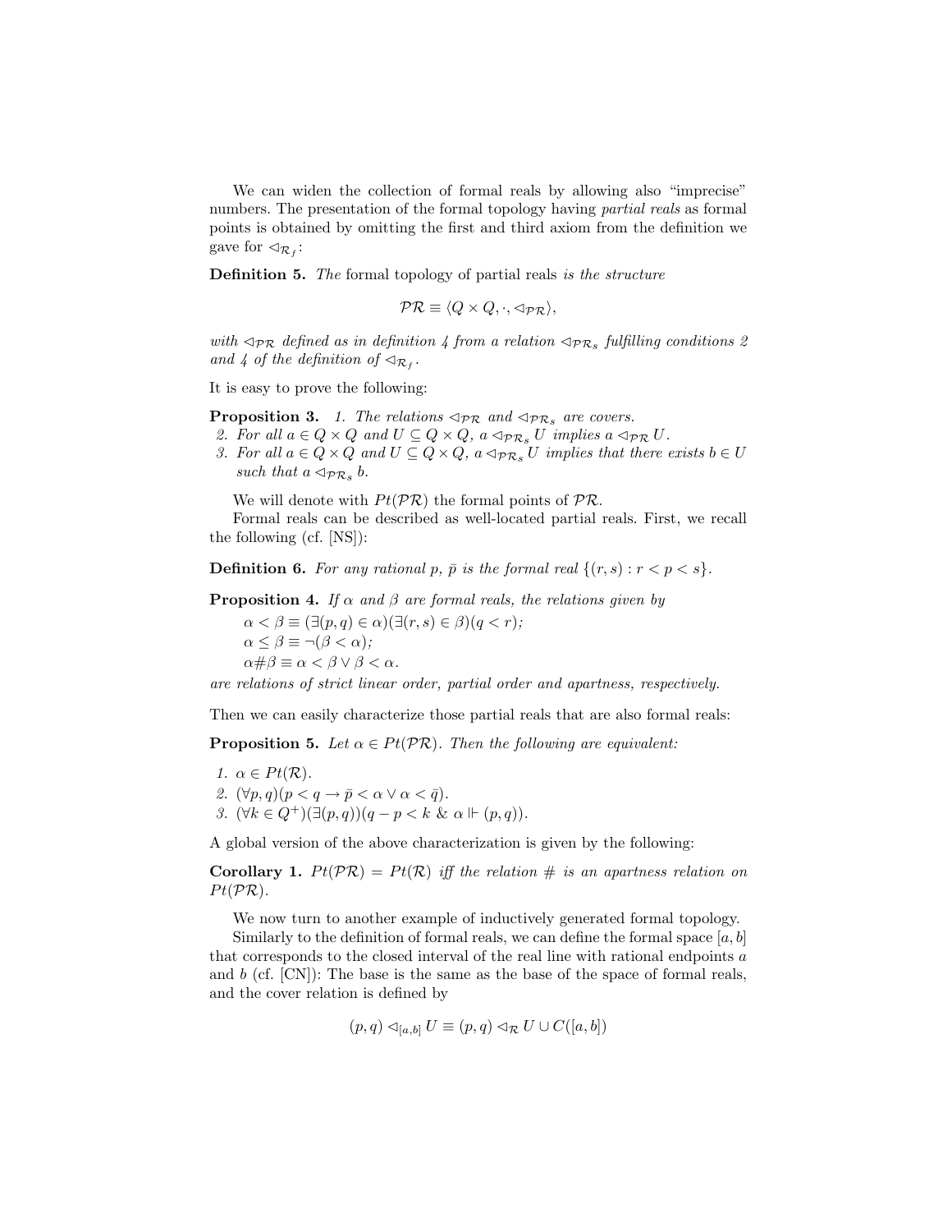We can widen the collection of formal reals by allowing also "imprecise" numbers. The presentation of the formal topology having *partial reals* as formal points is obtained by omitting the first and third axiom from the definition we gave for $\lhd_{\mathcal{R}_f}$:

**Definition 5.** *The* formal topology of partial reals *is the structure*

$$\mathcal{PR} \equiv \langle Q \times Q, \cdot, \lhd_{\mathcal{PR}} \rangle,$$

*with $\lhd_{\mathcal{PR}}$ defined as in definition 4 from a relation $\lhd_{\mathcal{PR}_s}$ fulfilling conditions 2 and 4 of the definition of $\lhd_{\mathcal{R}_f}$.*

It is easy to prove the following:

**Proposition 3.** *1. The relations $\lhd_{\mathcal{PR}}$ and $\lhd_{\mathcal{PR}_s}$ are covers.*

*2. For all $a \in Q \times Q$ and $U \subseteq Q \times Q$, $a \lhd_{\mathcal{PR}_s} U$ implies $a \lhd_{\mathcal{PR}} U$.*

*3. For all $a \in Q \times Q$ and $U \subseteq Q \times Q$, $a \lhd_{\mathcal{PR}_s} U$ implies that there exists $b \in U$ such that $a \lhd_{\mathcal{PR}_s} b$.*

We will denote with $Pt(\mathcal{PR})$ the formal points of $\mathcal{PR}$.

Formal reals can be described as well-located partial reals. First, we recall the following (cf. [NS]):

**Definition 6.** *For any rational $p$, $\bar{p}$ is the formal real $\{(r,s) : r < p < s\}$.*

**Proposition 4.** *If $\alpha$ and $\beta$ are formal reals, the relations given by*

$\alpha < \beta \equiv (\exists (p,q) \in \alpha)(\exists (r,s) \in \beta)(q < r)$;

$\alpha \leq \beta \equiv \neg(\beta < \alpha)$;

$\alpha \# \beta \equiv \alpha < \beta \vee \beta < \alpha$.

*are relations of strict linear order, partial order and apartness, respectively.*

Then we can easily characterize those partial reals that are also formal reals:

**Proposition 5.** *Let $\alpha \in Pt(\mathcal{PR})$. Then the following are equivalent:*

1. *$\alpha \in Pt(\mathcal{R})$.*
2. *$(\forall p, q)(p < q \rightarrow \bar{p} < \alpha \vee \alpha < \bar{q})$.*
3. *$(\forall k \in Q^+)(\exists (p,q))(q - p < k \;\&\; \alpha \Vdash (p,q))$.*

A global version of the above characterization is given by the following:

**Corollary 1.** *$Pt(\mathcal{PR}) = Pt(\mathcal{R})$ iff the relation $\#$ is an apartness relation on $Pt(\mathcal{PR})$.*

We now turn to another example of inductively generated formal topology.

Similarly to the definition of formal reals, we can define the formal space $[a,b]$ that corresponds to the closed interval of the real line with rational endpoints $a$ and $b$ (cf. [CN]): The base is the same as the base of the space of formal reals, and the cover relation is defined by

$$(p,q) \lhd_{[a,b]} U \equiv (p,q) \lhd_{\mathcal{R}} U \cup C([a,b])$$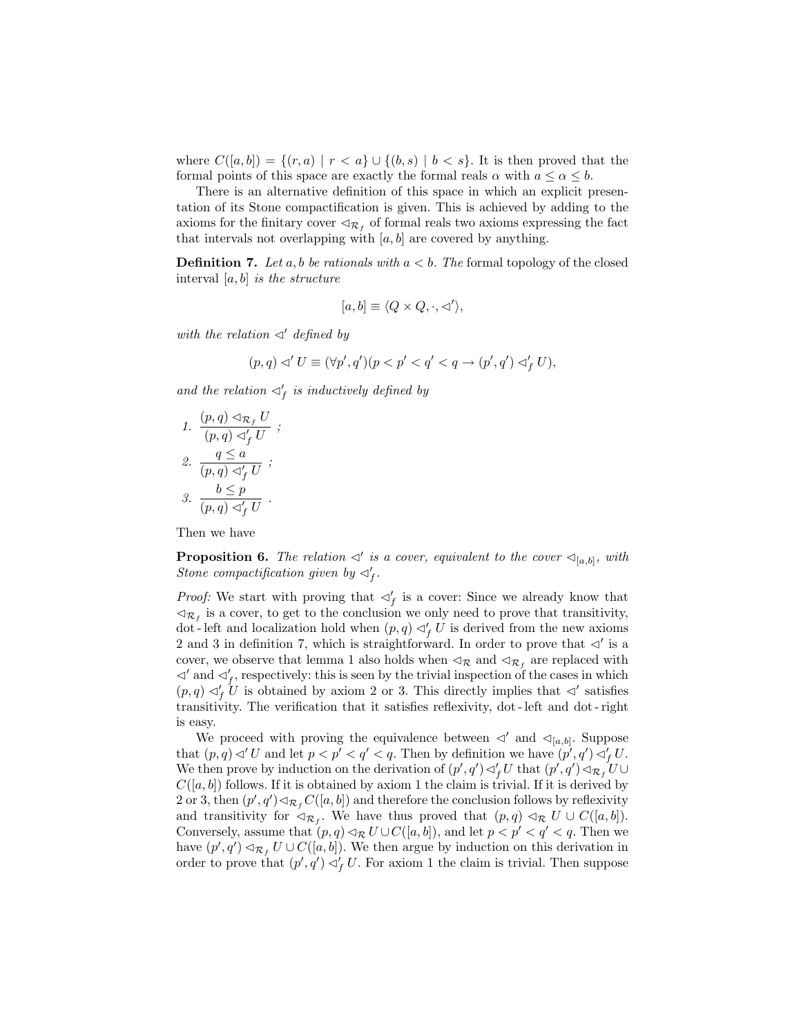where $C([a,b]) = \{(r,a) \mid r < a\} \cup \{(b,s) \mid b < s\}$. It is then proved that the formal points of this space are exactly the formal reals $\alpha$ with $a \leq \alpha \leq b$.

There is an alternative definition of this space in which an explicit presentation of its Stone compactification is given. This is achieved by adding to the axioms for the finitary cover $\lhd_{\mathcal{R}_f}$ of formal reals two axioms expressing the fact that intervals not overlapping with $[a,b]$ are covered by anything.

**Definition 7.** *Let $a, b$ be rationals with $a < b$. The* formal topology of the closed interval $[a,b]$ *is the structure*

$$[a,b] \equiv \langle Q \times Q, \cdot, \lhd' \rangle,$$

*with the relation $\lhd'$ defined by*

$$(p,q) \lhd' U \equiv (\forall p', q')(p < p' < q' < q \rightarrow (p',q') \lhd'_f U),$$

*and the relation $\lhd'_f$ is inductively defined by*

1. $\dfrac{(p,q) \lhd_{\mathcal{R}_f} U}{(p,q) \lhd'_f U}$ ;
2. $\dfrac{q \leq a}{(p,q) \lhd'_f U}$ ;
3. $\dfrac{b \leq p}{(p,q) \lhd'_f U}$ .

Then we have

**Proposition 6.** *The relation $\lhd'$ is a cover, equivalent to the cover $\lhd_{[a,b]}$, with Stone compactification given by $\lhd'_f$.*

*Proof:* We start with proving that $\lhd'_f$ is a cover: Since we already know that $\lhd_{\mathcal{R}_f}$ is a cover, to get to the conclusion we only need to prove that transitivity, dot-left and localization hold when $(p,q) \lhd'_f U$ is derived from the new axioms 2 and 3 in definition 7, which is straightforward. In order to prove that $\lhd'$ is a cover, we observe that lemma 1 also holds when $\lhd_{\mathcal{R}}$ and $\lhd_{\mathcal{R}_f}$ are replaced with $\lhd'$ and $\lhd'_f$, respectively: this is seen by the trivial inspection of the cases in which $(p,q) \lhd'_f U$ is obtained by axiom 2 or 3. This directly implies that $\lhd'$ satisfies transitivity. The verification that it satisfies reflexivity, dot-left and dot-right is easy.

We proceed with proving the equivalence between $\lhd'$ and $\lhd_{[a,b]}$. Suppose that $(p,q) \lhd' U$ and let $p < p' < q' < q$. Then by definition we have $(p',q') \lhd'_f U$. We then prove by induction on the derivation of $(p',q') \lhd'_f U$ that $(p',q') \lhd_{\mathcal{R}_f} U \cup C([a,b])$ follows. If it is obtained by axiom 1 the claim is trivial. If it is derived by 2 or 3, then $(p',q') \lhd_{\mathcal{R}_f} C([a,b])$ and therefore the conclusion follows by reflexivity and transitivity for $\lhd_{\mathcal{R}_f}$. We have thus proved that $(p,q) \lhd_{\mathcal{R}} U \cup C([a,b])$. Conversely, assume that $(p,q) \lhd_{\mathcal{R}} U \cup C([a,b])$, and let $p < p' < q' < q$. Then we have $(p',q') \lhd_{\mathcal{R}_f} U \cup C([a,b])$. We then argue by induction on this derivation in order to prove that $(p',q') \lhd'_f U$. For axiom 1 the claim is trivial. Then suppose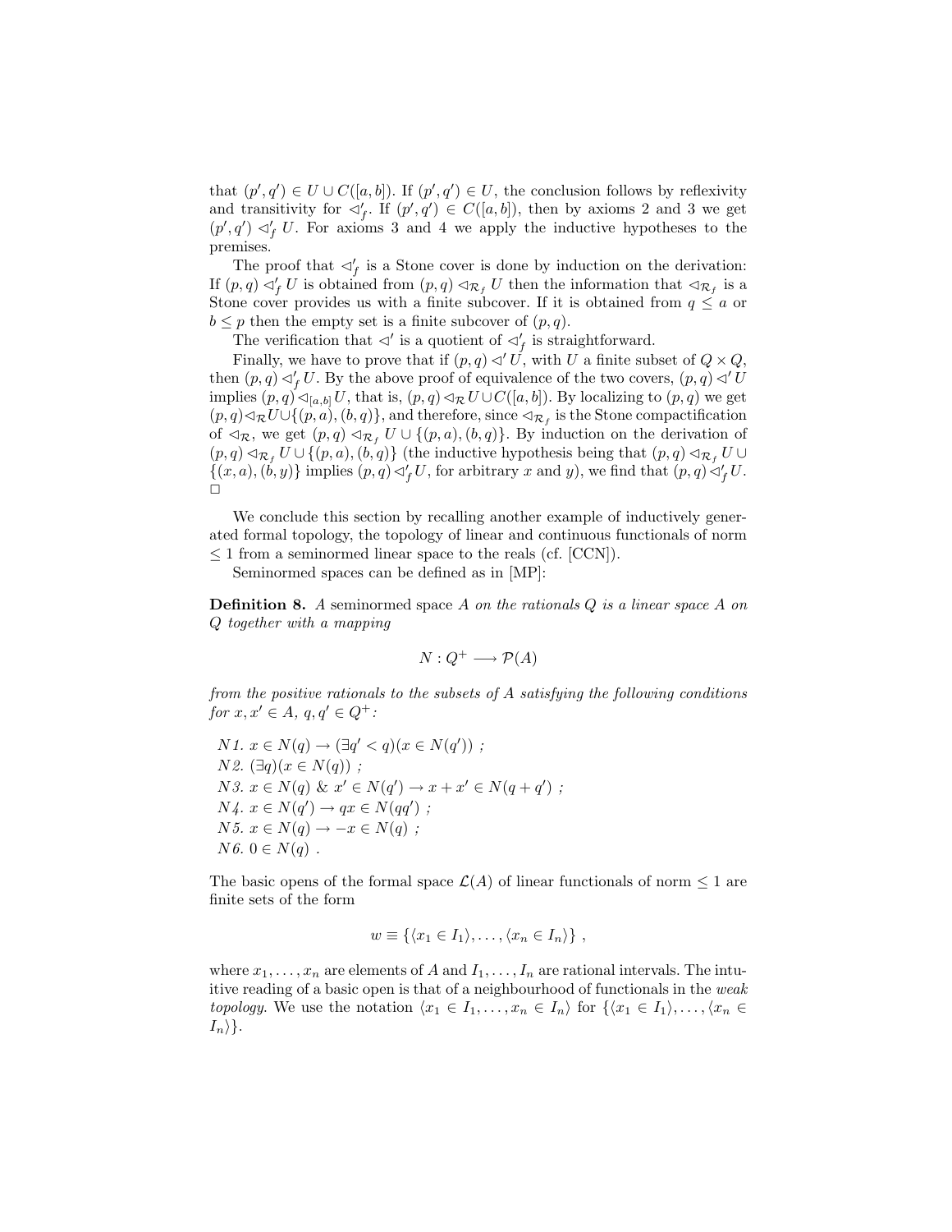that $(p', q') \in U \cup C([a, b])$. If $(p', q') \in U$, the conclusion follows by reflexivity and transitivity for $\lhd'_f$. If $(p', q') \in C([a, b])$, then by axioms 2 and 3 we get $(p', q') \lhd'_f U$. For axioms 3 and 4 we apply the inductive hypotheses to the premises.

The proof that $\lhd'_f$ is a Stone cover is done by induction on the derivation: If $(p, q) \lhd'_f U$ is obtained from $(p, q) \lhd_{\mathcal{R}_f} U$ then the information that $\lhd_{\mathcal{R}_f}$ is a Stone cover provides us with a finite subcover. If it is obtained from $q \leq a$ or $b \leq p$ then the empty set is a finite subcover of $(p, q)$.

The verification that $\lhd'$ is a quotient of $\lhd'_f$ is straightforward.

Finally, we have to prove that if $(p, q) \lhd' U$, with $U$ a finite subset of $Q \times Q$, then $(p, q) \lhd'_f U$. By the above proof of equivalence of the two covers, $(p, q) \lhd' U$ implies $(p, q) \lhd_{[a,b]} U$, that is, $(p, q) \lhd_{\mathcal{R}} U \cup C([a, b])$. By localizing to $(p, q)$ we get $(p, q) \lhd_{\mathcal{R}} U \cup \{(p, a), (b, q)\}$, and therefore, since $\lhd_{\mathcal{R}_f}$ is the Stone compactification of $\lhd_{\mathcal{R}}$, we get $(p, q) \lhd_{\mathcal{R}_f} U \cup \{(p, a), (b, q)\}$. By induction on the derivation of $(p, q) \lhd_{\mathcal{R}_f} U \cup \{(p, a), (b, q)\}$ (the inductive hypothesis being that $(p, q) \lhd_{\mathcal{R}_f} U \cup \{(x, a), (b, y)\}$ implies $(p, q) \lhd'_f U$, for arbitrary $x$ and $y$), we find that $(p, q) \lhd'_f U$. □

We conclude this section by recalling another example of inductively generated formal topology, the topology of linear and continuous functionals of norm $\leq 1$ from a seminormed linear space to the reals (cf. [CCN]).

Seminormed spaces can be defined as in [MP]:

**Definition 8.** *A* seminormed space *$A$ on the rationals $Q$ is a linear space $A$ on $Q$ together with a mapping*

$$N : Q^+ \longrightarrow \mathcal{P}(A)$$

*from the positive rationals to the subsets of $A$ satisfying the following conditions for $x, x' \in A$, $q, q' \in Q^+$:*

*N1.* $x \in N(q) \to (\exists q' < q)(x \in N(q'))$ *;*
*N2.* $(\exists q)(x \in N(q))$ *;*
*N3.* $x \in N(q)\ \&\ x' \in N(q') \to x + x' \in N(q + q')$ *;*
*N4.* $x \in N(q') \to qx \in N(qq')$ *;*
*N5.* $x \in N(q) \to -x \in N(q)$ *;*
*N6.* $0 \in N(q)$ *.*

The basic opens of the formal space $\mathcal{L}(A)$ of linear functionals of norm $\leq 1$ are finite sets of the form

$$w \equiv \{\langle x_1 \in I_1\rangle, \ldots, \langle x_n \in I_n\rangle\}\ ,$$

where $x_1, \ldots, x_n$ are elements of $A$ and $I_1, \ldots, I_n$ are rational intervals. The intuitive reading of a basic open is that of a neighbourhood of functionals in the *weak topology*. We use the notation $\langle x_1 \in I_1, \ldots, x_n \in I_n\rangle$ for $\{\langle x_1 \in I_1\rangle, \ldots, \langle x_n \in I_n\rangle\}$.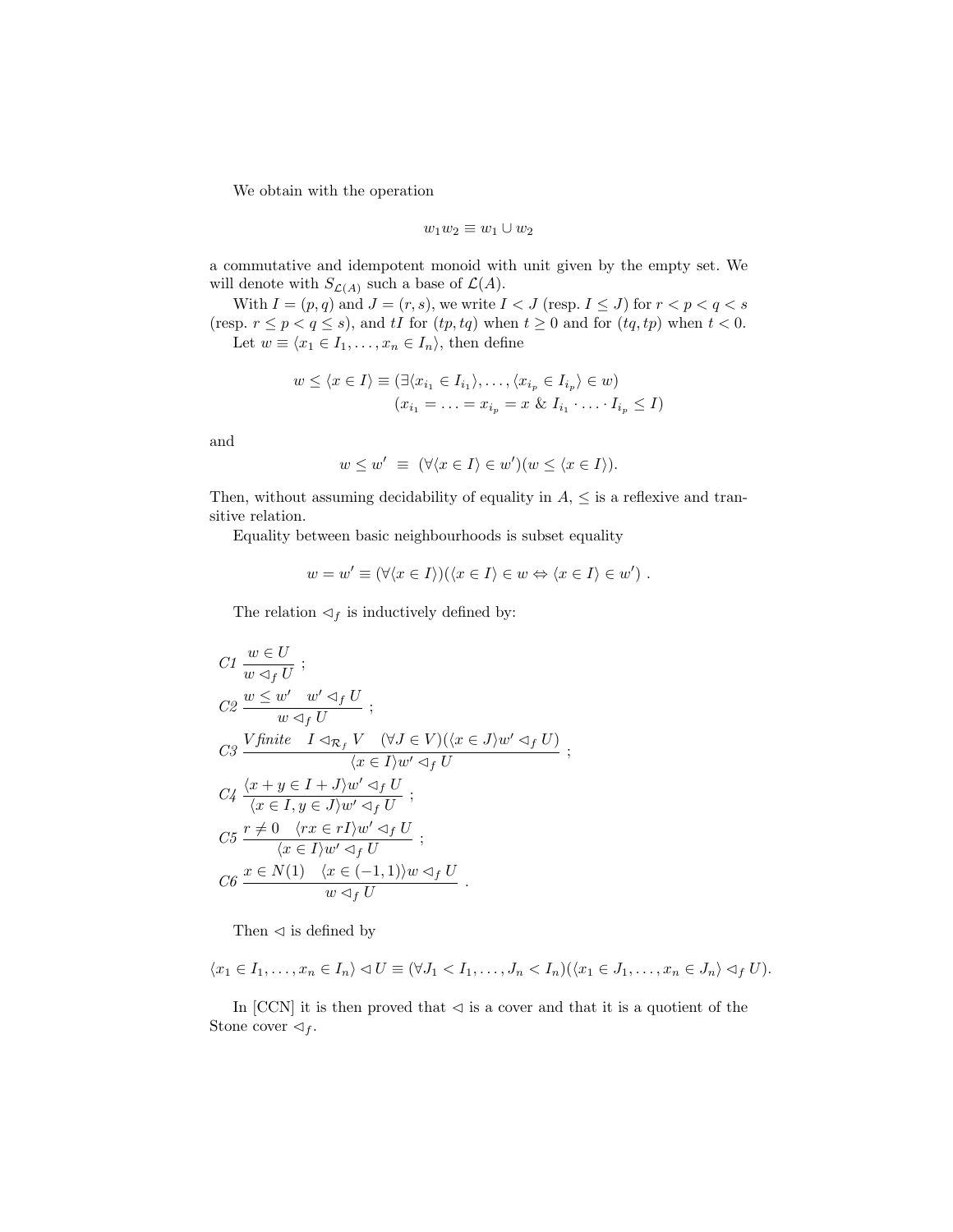We obtain with the operation

$$w_1 w_2 \equiv w_1 \cup w_2$$

a commutative and idempotent monoid with unit given by the empty set. We will denote with $S_{\mathcal{L}(A)}$ such a base of $\mathcal{L}(A)$.

With $I = (p, q)$ and $J = (r, s)$, we write $I < J$ (resp. $I \leq J$) for $r < p < q < s$ (resp. $r \leq p < q \leq s$), and $tI$ for $(tp, tq)$ when $t \geq 0$ and for $(tq, tp)$ when $t < 0$.

Let $w \equiv \langle x_1 \in I_1, \ldots, x_n \in I_n \rangle$, then define

$$\begin{aligned} w \leq \langle x \in I \rangle \equiv & (\exists \langle x_{i_1} \in I_{i_1} \rangle, \ldots, \langle x_{i_p} \in I_{i_p} \rangle \in w) \\ & (x_{i_1} = \ldots = x_{i_p} = x \ \& \ I_{i_1} \cdot \ldots \cdot I_{i_p} \leq I) \end{aligned}$$

and

$$w \leq w' \ \equiv \ (\forall \langle x \in I \rangle \in w')(w \leq \langle x \in I \rangle).$$

Then, without assuming decidability of equality in $A$, $\leq$ is a reflexive and transitive relation.

Equality between basic neighbourhoods is subset equality

$$w = w' \equiv (\forall \langle x \in I \rangle)(\langle x \in I \rangle \in w \Leftrightarrow \langle x \in I \rangle \in w') \ .$$

The relation $\lhd_f$ is inductively defined by:

*C1* $\dfrac{w \in U}{w \lhd_f U}$ ;

*C2* $\dfrac{w \leq w' \quad w' \lhd_f U}{w \lhd_f U}$ ;

*C3* $\dfrac{V \textit{finite} \quad I \lhd_{\mathcal{R}_f} V \quad (\forall J \in V)(\langle x \in J \rangle w' \lhd_f U)}{\langle x \in I \rangle w' \lhd_f U}$ ;

*C4* $\dfrac{\langle x + y \in I + J \rangle w' \lhd_f U}{\langle x \in I, y \in J \rangle w' \lhd_f U}$ ;

*C5* $\dfrac{r \neq 0 \quad \langle rx \in rI \rangle w' \lhd_f U}{\langle x \in I \rangle w' \lhd_f U}$ ;

*C6* $\dfrac{x \in N(1) \quad \langle x \in (-1, 1) \rangle w \lhd_f U}{w \lhd_f U}$ .

Then $\lhd$ is defined by

$$\langle x_1 \in I_1, \ldots, x_n \in I_n \rangle \lhd U \equiv (\forall J_1 < I_1, \ldots, J_n < I_n)(\langle x_1 \in J_1, \ldots, x_n \in J_n \rangle \lhd_f U).$$

In [CCN] it is then proved that $\lhd$ is a cover and that it is a quotient of the Stone cover $\lhd_f$.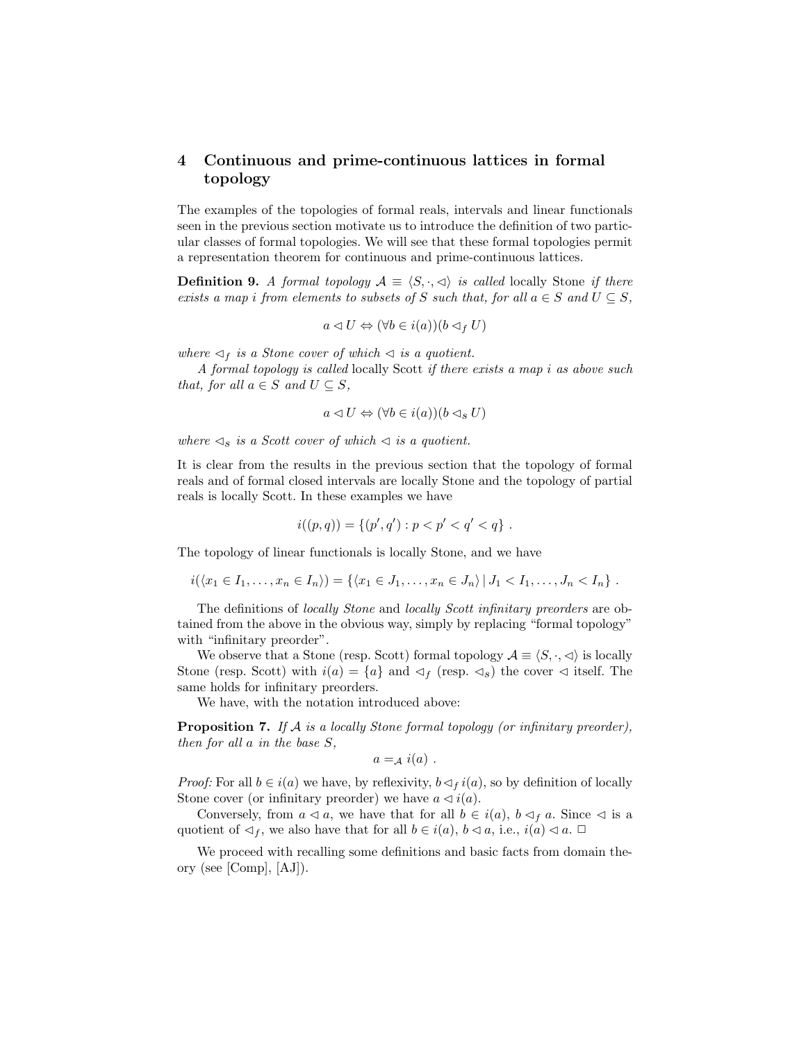## 4 Continuous and prime-continuous lattices in formal topology

The examples of the topologies of formal reals, intervals and linear functionals seen in the previous section motivate us to introduce the definition of two particular classes of formal topologies. We will see that these formal topologies permit a representation theorem for continuous and prime-continuous lattices.

**Definition 9.** *A formal topology $\mathcal{A} \equiv \langle S, \cdot, \lhd \rangle$ is called* locally Stone *if there exists a map $i$ from elements to subsets of $S$ such that, for all $a \in S$ and $U \subseteq S$,*

$$a \lhd U \Leftrightarrow (\forall b \in i(a))(b \lhd_f U)$$

*where $\lhd_f$ is a Stone cover of which $\lhd$ is a quotient.*

*A formal topology is called* locally Scott *if there exists a map $i$ as above such that, for all $a \in S$ and $U \subseteq S$,*

$$a \lhd U \Leftrightarrow (\forall b \in i(a))(b \lhd_s U)$$

*where $\lhd_s$ is a Scott cover of which $\lhd$ is a quotient.*

It is clear from the results in the previous section that the topology of formal reals and of formal closed intervals are locally Stone and the topology of partial reals is locally Scott. In these examples we have

$$i((p, q)) = \{(p', q') : p < p' < q' < q\} \ .$$

The topology of linear functionals is locally Stone, and we have

$$i(\langle x_1 \in I_1, \ldots, x_n \in I_n \rangle) = \{\langle x_1 \in J_1, \ldots, x_n \in J_n \rangle \mid J_1 < I_1, \ldots, J_n < I_n\} \ .$$

The definitions of *locally Stone* and *locally Scott infinitary preorders* are obtained from the above in the obvious way, simply by replacing "formal topology" with "infinitary preorder".

We observe that a Stone (resp. Scott) formal topology $\mathcal{A} \equiv \langle S, \cdot, \lhd \rangle$ is locally Stone (resp. Scott) with $i(a) = \{a\}$ and $\lhd_f$ (resp. $\lhd_s$) the cover $\lhd$ itself. The same holds for infinitary preorders.

We have, with the notation introduced above:

**Proposition 7.** *If $\mathcal{A}$ is a locally Stone formal topology (or infinitary preorder), then for all $a$ in the base $S$,*

$$a =_{\mathcal{A}} i(a) \ .$$

*Proof:* For all $b \in i(a)$ we have, by reflexivity, $b \lhd_f i(a)$, so by definition of locally Stone cover (or infinitary preorder) we have $a \lhd i(a)$.

Conversely, from $a \lhd a$, we have that for all $b \in i(a)$, $b \lhd_f a$. Since $\lhd$ is a quotient of $\lhd_f$, we also have that for all $b \in i(a)$, $b \lhd a$, i.e., $i(a) \lhd a$. □

We proceed with recalling some definitions and basic facts from domain theory (see [Comp], [AJ]).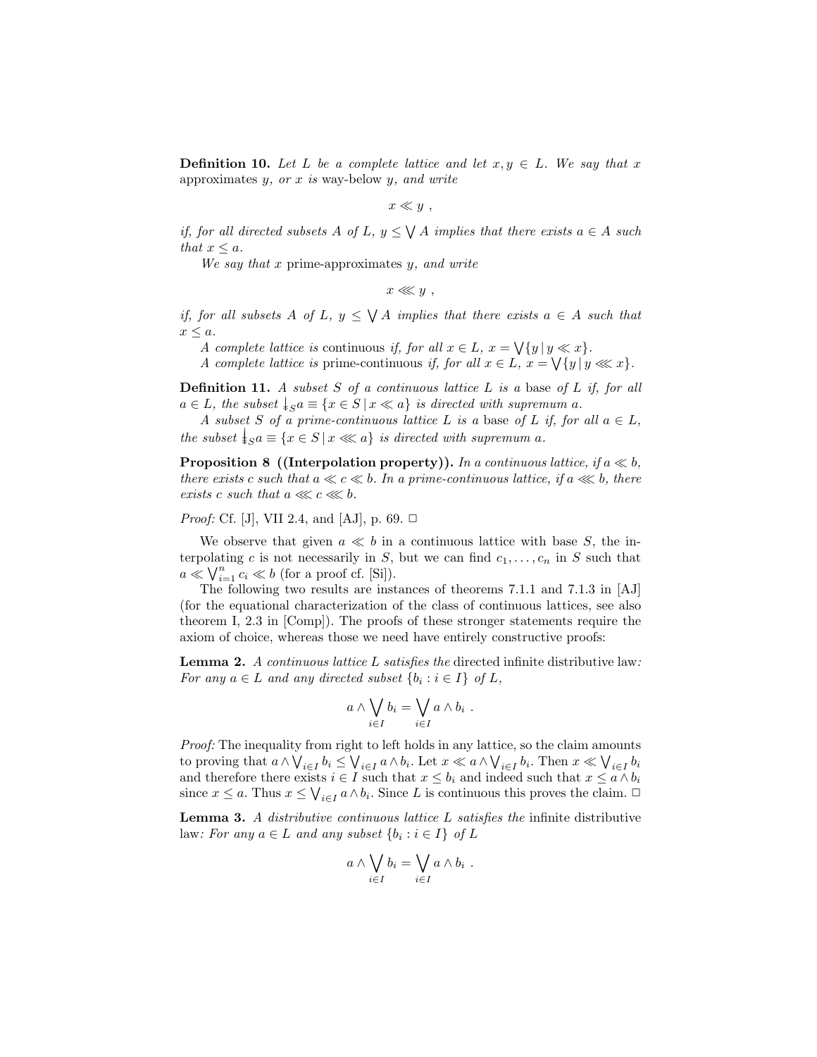**Definition 10.** *Let $L$ be a complete lattice and let $x, y \in L$. We say that $x$* approximates *$y$, or $x$ is* way-below *$y$, and write*

$$x \ll y \ ,$$

*if, for all directed subsets $A$ of $L$, $y \leq \bigvee A$ implies that there exists $a \in A$ such that $x \leq a$.*

*We say that $x$* prime-approximates *$y$, and write*

$$x \lll y \ ,$$

*if, for all subsets $A$ of $L$, $y \leq \bigvee A$ implies that there exists $a \in A$ such that $x \leq a$.*

*A complete lattice is* continuous *if, for all $x \in L$, $x = \bigvee \{y \mid y \ll x\}$.*

*A complete lattice is* prime-continuous *if, for all $x \in L$, $x = \bigvee \{y \mid y \lll x\}$.*

**Definition 11.** *A subset $S$ of a continuous lattice $L$ is a* base *of $L$ if, for all $a \in L$, the subset $\Downarrow_S a \equiv \{x \in S \mid x \ll a\}$ is directed with supremum $a$.*

*A subset $S$ of a prime-continuous lattice $L$ is a* base *of $L$ if, for all $a \in L$, the subset $\Downarrow_S a \equiv \{x \in S \mid x \lll a\}$ is directed with supremum $a$.*

**Proposition 8 ((Interpolation property)).** *In a continuous lattice, if $a \ll b$, there exists $c$ such that $a \ll c \ll b$. In a prime-continuous lattice, if $a \lll b$, there exists $c$ such that $a \lll c \lll b$.*

*Proof:* Cf. [J], VII 2.4, and [AJ], p. 69. □

We observe that given $a \ll b$ in a continuous lattice with base $S$, the interpolating $c$ is not necessarily in $S$, but we can find $c_1, \ldots, c_n$ in $S$ such that $a \ll \bigvee_{i=1}^{n} c_i \ll b$ (for a proof cf. [Si]).

The following two results are instances of theorems 7.1.1 and 7.1.3 in [AJ] (for the equational characterization of the class of continuous lattices, see also theorem I, 2.3 in [Comp]). The proofs of these stronger statements require the axiom of choice, whereas those we need have entirely constructive proofs:

**Lemma 2.** *A continuous lattice $L$ satisfies the* directed infinite distributive law*: For any $a \in L$ and any directed subset $\{b_i : i \in I\}$ of $L$,*

$$a \wedge \bigvee_{i \in I} b_i = \bigvee_{i \in I} a \wedge b_i \ .$$

*Proof:* The inequality from right to left holds in any lattice, so the claim amounts to proving that $a \wedge \bigvee_{i \in I} b_i \leq \bigvee_{i \in I} a \wedge b_i$. Let $x \ll a \wedge \bigvee_{i \in I} b_i$. Then $x \ll \bigvee_{i \in I} b_i$ and therefore there exists $i \in I$ such that $x \leq b_i$ and indeed such that $x \leq a \wedge b_i$ since $x \leq a$. Thus $x \leq \bigvee_{i \in I} a \wedge b_i$. Since $L$ is continuous this proves the claim. □

**Lemma 3.** *A distributive continuous lattice $L$ satisfies the* infinite distributive law*: For any $a \in L$ and any subset $\{b_i : i \in I\}$ of $L$*

$$a \wedge \bigvee_{i \in I} b_i = \bigvee_{i \in I} a \wedge b_i \ .$$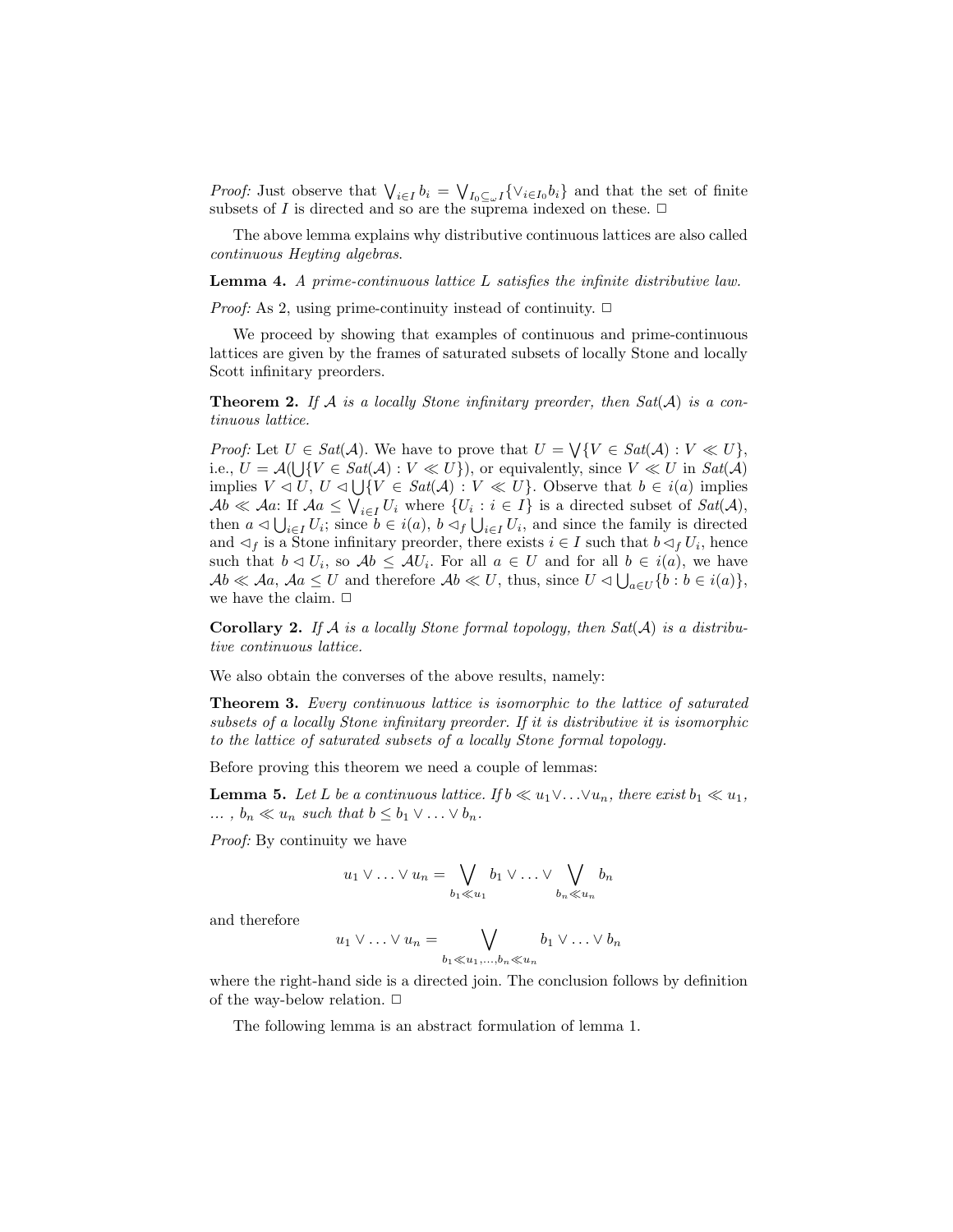*Proof:* Just observe that $\bigvee_{i\in I} b_i = \bigvee_{I_0 \subseteq_\omega I}\{\vee_{i\in I_0} b_i\}$ and that the set of finite subsets of $I$ is directed and so are the suprema indexed on these. □

The above lemma explains why distributive continuous lattices are also called *continuous Heyting algebras*.

**Lemma 4.** *A prime-continuous lattice $L$ satisfies the infinite distributive law.*

*Proof:* As 2, using prime-continuity instead of continuity. □

We proceed by showing that examples of continuous and prime-continuous lattices are given by the frames of saturated subsets of locally Stone and locally Scott infinitary preorders.

**Theorem 2.** *If $\mathcal{A}$ is a locally Stone infinitary preorder, then $Sat(\mathcal{A})$ is a continuous lattice.*

*Proof:* Let $U \in Sat(\mathcal{A})$. We have to prove that $U = \bigvee\{V \in Sat(\mathcal{A}) : V \ll U\}$, i.e., $U = \mathcal{A}(\bigcup\{V \in Sat(\mathcal{A}) : V \ll U\})$, or equivalently, since $V \ll U$ in $Sat(\mathcal{A})$ implies $V \lhd U$, $U \lhd \bigcup\{V \in Sat(\mathcal{A}) : V \ll U\}$. Observe that $b \in i(a)$ implies $\mathcal{A}b \ll \mathcal{A}a$: If $\mathcal{A}a \leq \bigvee_{i\in I} U_i$ where $\{U_i : i \in I\}$ is a directed subset of $Sat(\mathcal{A})$, then $a \lhd \bigcup_{i\in I} U_i$; since $b \in i(a)$, $b \lhd_f \bigcup_{i\in I} U_i$, and since the family is directed and $\lhd_f$ is a Stone infinitary preorder, there exists $i \in I$ such that $b \lhd_f U_i$, hence such that $b \lhd U_i$, so $\mathcal{A}b \leq \mathcal{A}U_i$. For all $a \in U$ and for all $b \in i(a)$, we have $\mathcal{A}b \ll \mathcal{A}a$, $\mathcal{A}a \leq U$ and therefore $\mathcal{A}b \ll U$, thus, since $U \lhd \bigcup_{a\in U}\{b : b \in i(a)\}$, we have the claim. □

**Corollary 2.** *If $\mathcal{A}$ is a locally Stone formal topology, then $Sat(\mathcal{A})$ is a distributive continuous lattice.*

We also obtain the converses of the above results, namely:

**Theorem 3.** *Every continuous lattice is isomorphic to the lattice of saturated subsets of a locally Stone infinitary preorder. If it is distributive it is isomorphic to the lattice of saturated subsets of a locally Stone formal topology.*

Before proving this theorem we need a couple of lemmas:

**Lemma 5.** *Let $L$ be a continuous lattice. If $b \ll u_1 \vee \ldots \vee u_n$, there exist $b_1 \ll u_1$, ... , $b_n \ll u_n$ such that $b \leq b_1 \vee \ldots \vee b_n$.*

*Proof:* By continuity we have

$$u_1 \vee \ldots \vee u_n = \bigvee_{b_1 \ll u_1} b_1 \vee \ldots \vee \bigvee_{b_n \ll u_n} b_n$$

and therefore

$$u_1 \vee \ldots \vee u_n = \bigvee_{b_1 \ll u_1, \ldots, b_n \ll u_n} b_1 \vee \ldots \vee b_n$$

where the right-hand side is a directed join. The conclusion follows by definition of the way-below relation. □

The following lemma is an abstract formulation of lemma 1.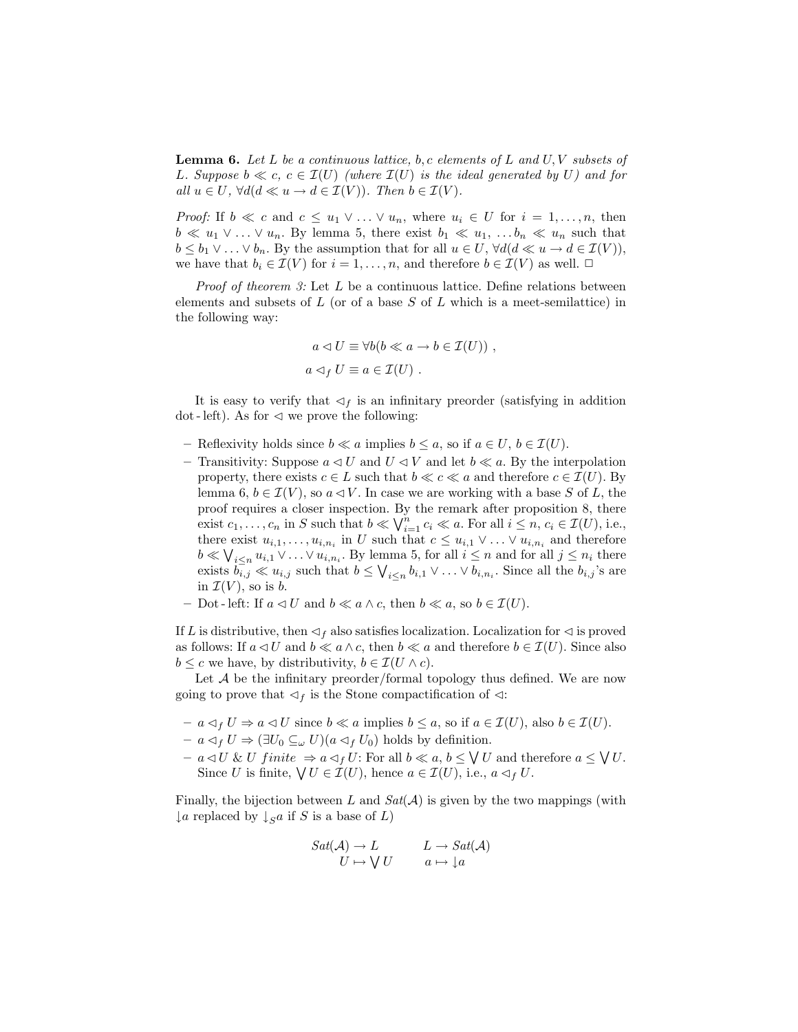**Lemma 6.** *Let $L$ be a continuous lattice, $b, c$ elements of $L$ and $U, V$ subsets of $L$. Suppose $b \ll c$, $c \in \mathcal{I}(U)$ (where $\mathcal{I}(U)$ is the ideal generated by $U$) and for all $u \in U$, $\forall d(d \ll u \rightarrow d \in \mathcal{I}(V))$. Then $b \in \mathcal{I}(V)$.*

*Proof:* If $b \ll c$ and $c \leq u_1 \vee \ldots \vee u_n$, where $u_i \in U$ for $i = 1, \ldots, n$, then $b \ll u_1 \vee \ldots \vee u_n$. By lemma 5, there exist $b_1 \ll u_1, \ldots b_n \ll u_n$ such that $b \leq b_1 \vee \ldots \vee b_n$. By the assumption that for all $u \in U$, $\forall d(d \ll u \rightarrow d \in \mathcal{I}(V))$, we have that $b_i \in \mathcal{I}(V)$ for $i = 1, \ldots, n$, and therefore $b \in \mathcal{I}(V)$ as well. □

*Proof of theorem 3:* Let $L$ be a continuous lattice. Define relations between elements and subsets of $L$ (or of a base $S$ of $L$ which is a meet-semilattice) in the following way:

$$a \lhd U \equiv \forall b(b \ll a \rightarrow b \in \mathcal{I}(U)) \ ,$$

$$a \lhd_f U \equiv a \in \mathcal{I}(U) \ .$$

It is easy to verify that $\lhd_f$ is an infinitary preorder (satisfying in addition dot-left). As for $\lhd$ we prove the following:

- Reflexivity holds since $b \ll a$ implies $b \leq a$, so if $a \in U$, $b \in \mathcal{I}(U)$.
- Transitivity: Suppose $a \lhd U$ and $U \lhd V$ and let $b \ll a$. By the interpolation property, there exists $c \in L$ such that $b \ll c \ll a$ and therefore $c \in \mathcal{I}(U)$. By lemma 6, $b \in \mathcal{I}(V)$, so $a \lhd V$. In case we are working with a base $S$ of $L$, the proof requires a closer inspection. By the remark after proposition 8, there exist $c_1, \ldots, c_n$ in $S$ such that $b \ll \bigvee_{i=1}^{n} c_i \ll a$. For all $i \leq n$, $c_i \in \mathcal{I}(U)$, i.e., there exist $u_{i,1}, \ldots, u_{i,n_i}$ in $U$ such that $c \leq u_{i,1} \vee \ldots \vee u_{i,n_i}$ and therefore $b \ll \bigvee_{i \leq n} u_{i,1} \vee \ldots \vee u_{i,n_i}$. By lemma 5, for all $i \leq n$ and for all $j \leq n_i$ there exists $b_{i,j} \ll u_{i,j}$ such that $b \leq \bigvee_{i \leq n} b_{i,1} \vee \ldots \vee b_{i,n_i}$. Since all the $b_{i,j}$'s are in $\mathcal{I}(V)$, so is $b$.
- Dot-left: If $a \lhd U$ and $b \ll a \wedge c$, then $b \ll a$, so $b \in \mathcal{I}(U)$.

If $L$ is distributive, then $\lhd_f$ also satisfies localization. Localization for $\lhd$ is proved as follows: If $a \lhd U$ and $b \ll a \wedge c$, then $b \ll a$ and therefore $b \in \mathcal{I}(U)$. Since also $b \leq c$ we have, by distributivity, $b \in \mathcal{I}(U \wedge c)$.

Let $\mathcal{A}$ be the infinitary preorder/formal topology thus defined. We are now going to prove that $\lhd_f$ is the Stone compactification of $\lhd$:

- $a \lhd_f U \Rightarrow a \lhd U$ since $b \ll a$ implies $b \leq a$, so if $a \in \mathcal{I}(U)$, also $b \in \mathcal{I}(U)$.
- $a \lhd_f U \Rightarrow (\exists U_0 \subseteq_\omega U)(a \lhd_f U_0)$ holds by definition.
- $a \lhd U$ & $U$ *finite* $\Rightarrow a \lhd_f U$: For all $b \ll a$, $b \leq \bigvee U$ and therefore $a \leq \bigvee U$. Since $U$ is finite, $\bigvee U \in \mathcal{I}(U)$, hence $a \in \mathcal{I}(U)$, i.e., $a \lhd_f U$.

Finally, the bijection between $L$ and $Sat(\mathcal{A})$ is given by the two mappings (with $\downarrow a$ replaced by $\downarrow_S a$ if $S$ is a base of $L$)

$$\begin{array}{ll} Sat(\mathcal{A}) \rightarrow L & \quad L \rightarrow Sat(\mathcal{A}) \\ \quad U \mapsto \bigvee U & \quad a \mapsto \downarrow a \end{array}$$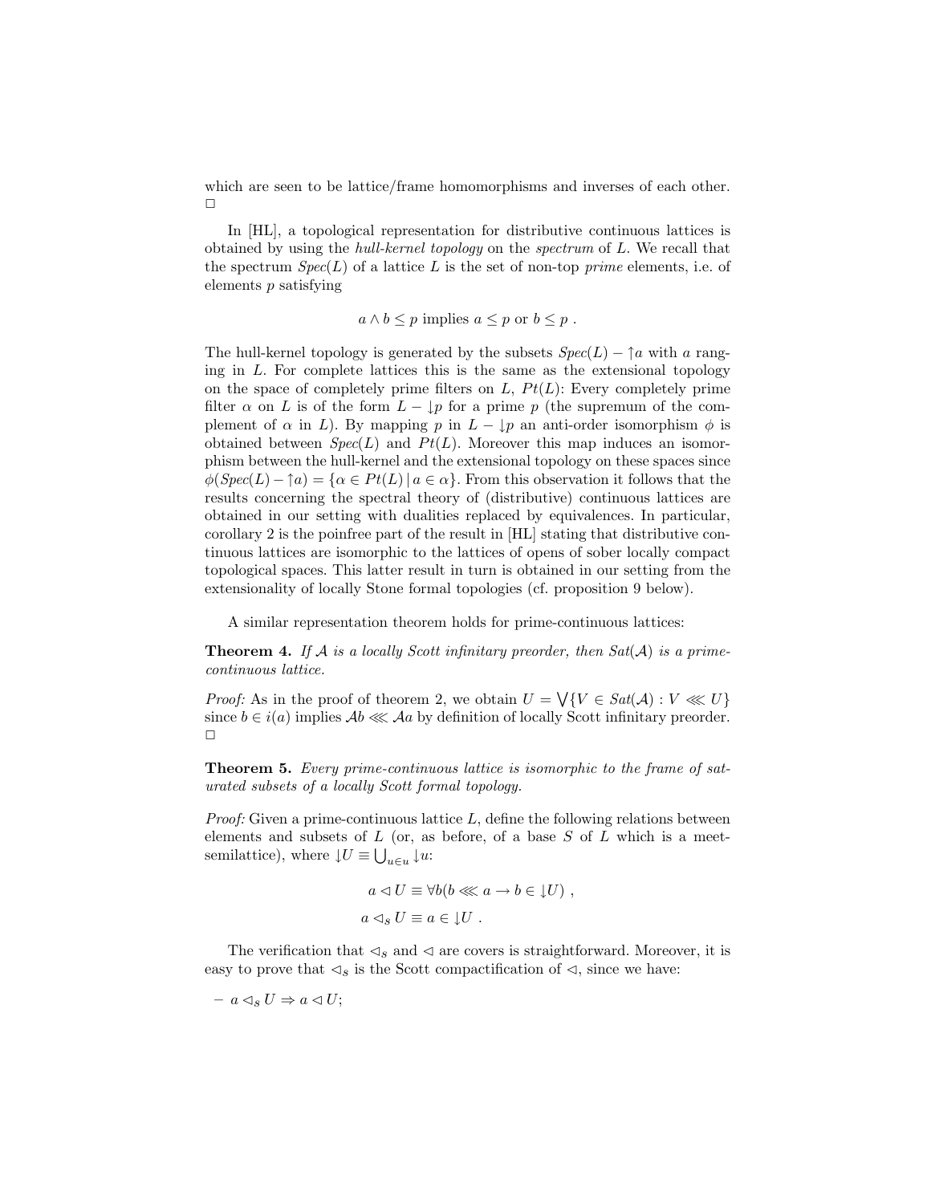which are seen to be lattice/frame homomorphisms and inverses of each other. □

In [HL], a topological representation for distributive continuous lattices is obtained by using the *hull-kernel topology* on the *spectrum* of $L$. We recall that the spectrum $Spec(L)$ of a lattice $L$ is the set of non-top *prime* elements, i.e. of elements $p$ satisfying

$$a \wedge b \leq p \text{ implies } a \leq p \text{ or } b \leq p \ .$$

The hull-kernel topology is generated by the subsets $Spec(L) - \uparrow a$ with $a$ ranging in $L$. For complete lattices this is the same as the extensional topology on the space of completely prime filters on $L$, $Pt(L)$: Every completely prime filter $\alpha$ on $L$ is of the form $L - \downarrow p$ for a prime $p$ (the supremum of the complement of $\alpha$ in $L$). By mapping $p$ in $L - \downarrow p$ an anti-order isomorphism $\phi$ is obtained between $Spec(L)$ and $Pt(L)$. Moreover this map induces an isomorphism between the hull-kernel and the extensional topology on these spaces since $\phi(Spec(L) - \uparrow a) = \{\alpha \in Pt(L) \,|\, a \in \alpha\}$. From this observation it follows that the results concerning the spectral theory of (distributive) continuous lattices are obtained in our setting with dualities replaced by equivalences. In particular, corollary 2 is the poinfree part of the result in [HL] stating that distributive continuous lattices are isomorphic to the lattices of opens of sober locally compact topological spaces. This latter result in turn is obtained in our setting from the extensionality of locally Stone formal topologies (cf. proposition 9 below).

A similar representation theorem holds for prime-continuous lattices:

**Theorem 4.** *If $\mathcal{A}$ is a locally Scott infinitary preorder, then $Sat(\mathcal{A})$ is a prime-continuous lattice.*

*Proof:* As in the proof of theorem 2, we obtain $U = \bigvee\{V \in Sat(\mathcal{A}) : V \lll U\}$ since $b \in i(a)$ implies $\mathcal{A}b \lll \mathcal{A}a$ by definition of locally Scott infinitary preorder. □

**Theorem 5.** *Every prime-continuous lattice is isomorphic to the frame of saturated subsets of a locally Scott formal topology.*

*Proof:* Given a prime-continuous lattice $L$, define the following relations between elements and subsets of $L$ (or, as before, of a base $S$ of $L$ which is a meet-semilattice), where $\downarrow U \equiv \bigcup_{u \in u} \downarrow u$:

$$a \lhd U \equiv \forall b (b \lll a \rightarrow b \in \downarrow U) \ ,$$

$$a \lhd_s U \equiv a \in \downarrow U \ .$$

The verification that $\lhd_s$ and $\lhd$ are covers is straightforward. Moreover, it is easy to prove that $\lhd_s$ is the Scott compactification of $\lhd$, since we have:

– $a \lhd_s U \Rightarrow a \lhd U$;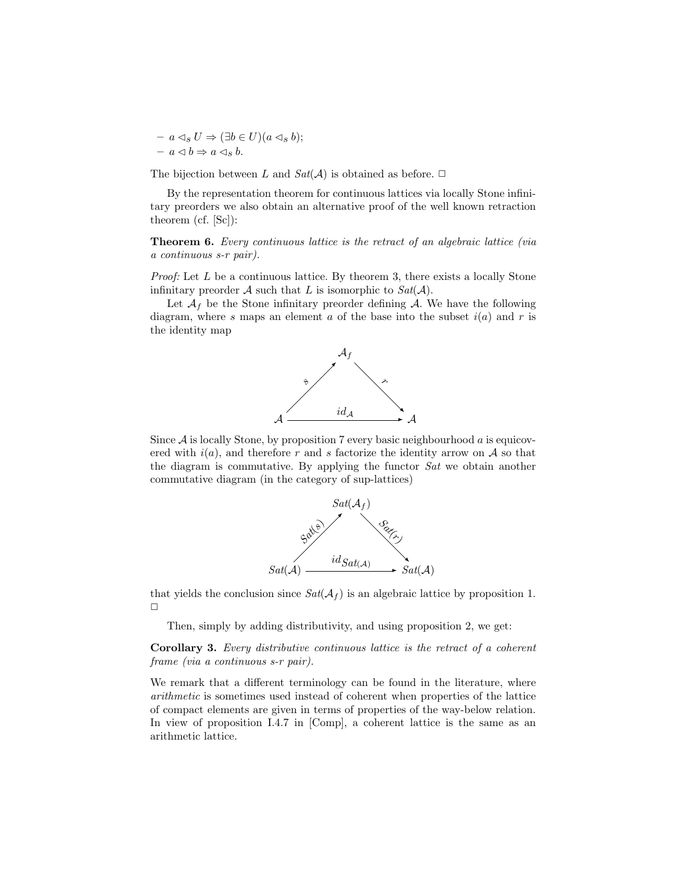– $a \lhd_S U \Rightarrow (\exists b \in U)(a \lhd_S b)$;
– $a \lhd b \Rightarrow a \lhd_S b$.

The bijection between $L$ and $Sat(\mathcal{A})$ is obtained as before. □

By the representation theorem for continuous lattices via locally Stone infinitary preorders we also obtain an alternative proof of the well known retraction theorem (cf. [Sc]):

**Theorem 6.** *Every continuous lattice is the retract of an algebraic lattice (via a continuous s-r pair).*

*Proof:* Let $L$ be a continuous lattice. By theorem 3, there exists a locally Stone infinitary preorder $\mathcal{A}$ such that $L$ is isomorphic to $Sat(\mathcal{A})$.

Let $\mathcal{A}_f$ be the Stone infinitary preorder defining $\mathcal{A}$. We have the following diagram, where $s$ maps an element $a$ of the base into the subset $i(a)$ and $r$ is the identity map

$$\begin{array}{ccc} & \mathcal{A}_f & \\ {}^{s}\nearrow & & \searrow^{r} \\ \mathcal{A} & \xrightarrow{\quad id_{\mathcal{A}} \quad} & \mathcal{A} \end{array}$$

Since $\mathcal{A}$ is locally Stone, by proposition 7 every basic neighbourhood $a$ is equicovered with $i(a)$, and therefore $r$ and $s$ factorize the identity arrow on $\mathcal{A}$ so that the diagram is commutative. By applying the functor *Sat* we obtain another commutative diagram (in the category of sup-lattices)

$$\begin{array}{ccc} & Sat(\mathcal{A}_f) & \\ {}^{Sat(s)}\nearrow & & \searrow^{Sat(r)} \\ Sat(\mathcal{A}) & \xrightarrow{\quad id_{Sat(\mathcal{A})} \quad} & Sat(\mathcal{A}) \end{array}$$

that yields the conclusion since $Sat(\mathcal{A}_f)$ is an algebraic lattice by proposition 1. □

Then, simply by adding distributivity, and using proposition 2, we get:

**Corollary 3.** *Every distributive continuous lattice is the retract of a coherent frame (via a continuous s-r pair).*

We remark that a different terminology can be found in the literature, where *arithmetic* is sometimes used instead of coherent when properties of the lattice of compact elements are given in terms of properties of the way-below relation. In view of proposition I.4.7 in [Comp], a coherent lattice is the same as an arithmetic lattice.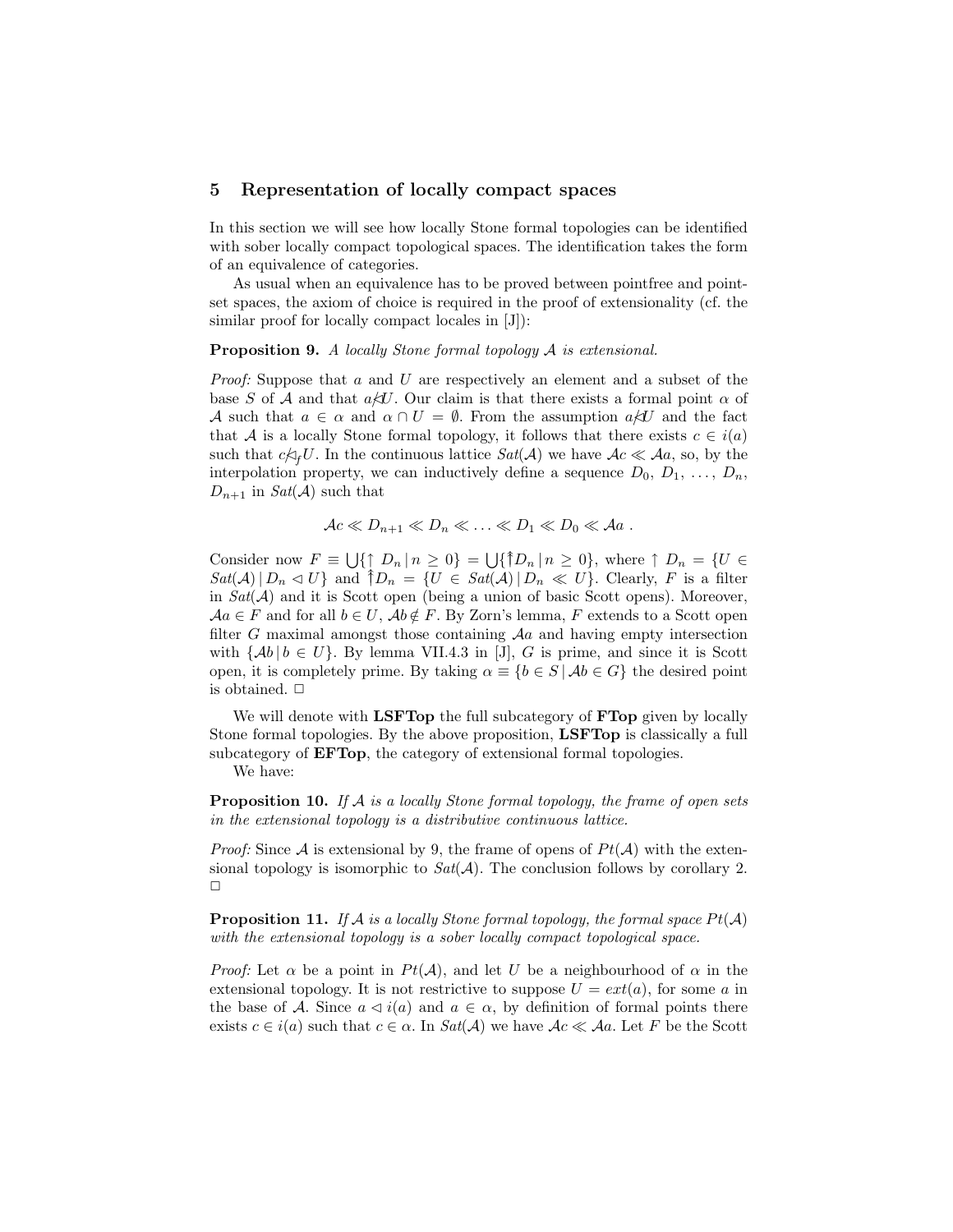## 5 Representation of locally compact spaces

In this section we will see how locally Stone formal topologies can be identified with sober locally compact topological spaces. The identification takes the form of an equivalence of categories.

As usual when an equivalence has to be proved between pointfree and pointset spaces, the axiom of choice is required in the proof of extensionality (cf. the similar proof for locally compact locales in [J]):

**Proposition 9.** *A locally Stone formal topology $\mathcal{A}$ is extensional.*

*Proof:* Suppose that $a$ and $U$ are respectively an element and a subset of the base $S$ of $\mathcal{A}$ and that $a \not\lhd U$. Our claim is that there exists a formal point $\alpha$ of $\mathcal{A}$ such that $a \in \alpha$ and $\alpha \cap U = \emptyset$. From the assumption $a \not\lhd U$ and the fact that $\mathcal{A}$ is a locally Stone formal topology, it follows that there exists $c \in i(a)$ such that $c \not\lhd_f U$. In the continuous lattice $Sat(\mathcal{A})$ we have $\mathcal{A}c \ll \mathcal{A}a$, so, by the interpolation property, we can inductively define a sequence $D_0, D_1, \ldots, D_n, D_{n+1}$ in $Sat(\mathcal{A})$ such that

$$\mathcal{A}c \ll D_{n+1} \ll D_n \ll \ldots \ll D_1 \ll D_0 \ll \mathcal{A}a \ .$$

Consider now $F \equiv \bigcup\{\uparrow D_n \,|\, n \geq 0\} = \bigcup\{\Uparrow D_n \,|\, n \geq 0\}$, where $\uparrow D_n = \{U \in Sat(\mathcal{A}) \,|\, D_n \lhd U\}$ and $\Uparrow D_n = \{U \in Sat(\mathcal{A}) \,|\, D_n \ll U\}$. Clearly, $F$ is a filter in $Sat(\mathcal{A})$ and it is Scott open (being a union of basic Scott opens). Moreover, $\mathcal{A}a \in F$ and for all $b \in U$, $\mathcal{A}b \notin F$. By Zorn's lemma, $F$ extends to a Scott open filter $G$ maximal amongst those containing $\mathcal{A}a$ and having empty intersection with $\{\mathcal{A}b \,|\, b \in U\}$. By lemma VII.4.3 in [J], $G$ is prime, and since it is Scott open, it is completely prime. By taking $\alpha \equiv \{b \in S \,|\, \mathcal{A}b \in G\}$ the desired point is obtained. $\Box$

We will denote with **LSFTop** the full subcategory of **FTop** given by locally Stone formal topologies. By the above proposition, **LSFTop** is classically a full subcategory of **EFTop**, the category of extensional formal topologies.

We have:

**Proposition 10.** *If $\mathcal{A}$ is a locally Stone formal topology, the frame of open sets in the extensional topology is a distributive continuous lattice.*

*Proof:* Since $\mathcal{A}$ is extensional by 9, the frame of opens of $Pt(\mathcal{A})$ with the extensional topology is isomorphic to $Sat(\mathcal{A})$. The conclusion follows by corollary 2. $\Box$

**Proposition 11.** *If $\mathcal{A}$ is a locally Stone formal topology, the formal space $Pt(\mathcal{A})$ with the extensional topology is a sober locally compact topological space.*

*Proof:* Let $\alpha$ be a point in $Pt(\mathcal{A})$, and let $U$ be a neighbourhood of $\alpha$ in the extensional topology. It is not restrictive to suppose $U = ext(a)$, for some $a$ in the base of $\mathcal{A}$. Since $a \lhd i(a)$ and $a \in \alpha$, by definition of formal points there exists $c \in i(a)$ such that $c \in \alpha$. In $Sat(\mathcal{A})$ we have $\mathcal{A}c \ll \mathcal{A}a$. Let $F$ be the Scott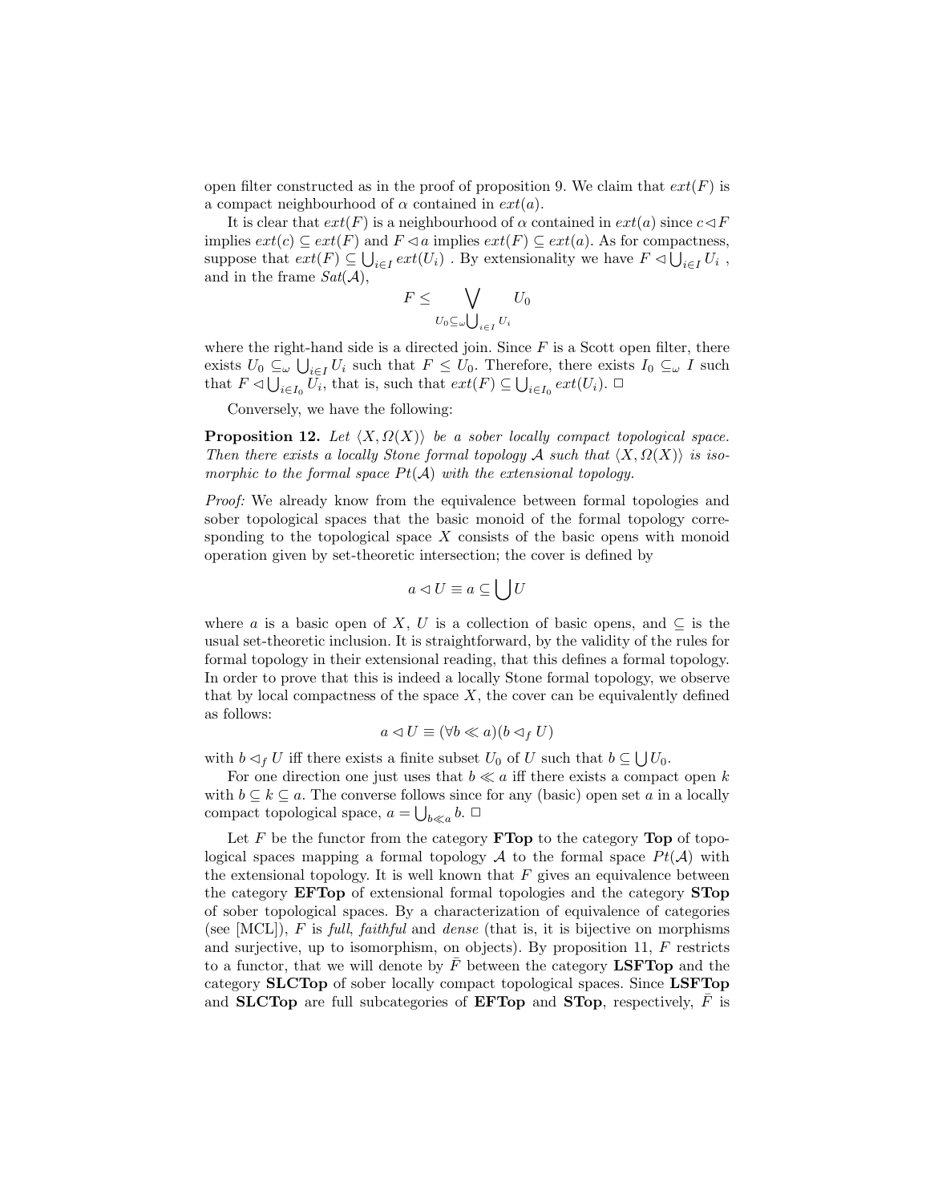open filter constructed as in the proof of proposition 9. We claim that $ext(F)$ is a compact neighbourhood of $\alpha$ contained in $ext(a)$.

It is clear that $ext(F)$ is a neighbourhood of $\alpha$ contained in $ext(a)$ since $c \lhd F$ implies $ext(c) \subseteq ext(F)$ and $F \lhd a$ implies $ext(F) \subseteq ext(a)$. As for compactness, suppose that $ext(F) \subseteq \bigcup_{i \in I} ext(U_i)$ . By extensionality we have $F \lhd \bigcup_{i \in I} U_i$ , and in the frame $Sat(\mathcal{A})$,

$$F \leq \bigvee_{U_0 \subseteq_\omega \bigcup_{i \in I} U_i} U_0$$

where the right-hand side is a directed join. Since $F$ is a Scott open filter, there exists $U_0 \subseteq_\omega \bigcup_{i \in I} U_i$ such that $F \leq U_0$. Therefore, there exists $I_0 \subseteq_\omega I$ such that $F \lhd \bigcup_{i \in I_0} U_i$, that is, such that $ext(F) \subseteq \bigcup_{i \in I_0} ext(U_i)$. $\Box$

Conversely, we have the following:

**Proposition 12.** *Let $\langle X, \Omega(X)\rangle$ be a sober locally compact topological space. Then there exists a locally Stone formal topology $\mathcal{A}$ such that $\langle X, \Omega(X)\rangle$ is isomorphic to the formal space $Pt(\mathcal{A})$ with the extensional topology.*

*Proof:* We already know from the equivalence between formal topologies and sober topological spaces that the basic monoid of the formal topology corresponding to the topological space $X$ consists of the basic opens with monoid operation given by set-theoretic intersection; the cover is defined by

$$a \lhd U \equiv a \subseteq \bigcup U$$

where $a$ is a basic open of $X$, $U$ is a collection of basic opens, and $\subseteq$ is the usual set-theoretic inclusion. It is straightforward, by the validity of the rules for formal topology in their extensional reading, that this defines a formal topology. In order to prove that this is indeed a locally Stone formal topology, we observe that by local compactness of the space $X$, the cover can be equivalently defined as follows:

$$a \lhd U \equiv (\forall b \ll a)(b \lhd_f U)$$

with $b \lhd_f U$ iff there exists a finite subset $U_0$ of $U$ such that $b \subseteq \bigcup U_0$.

For one direction one just uses that $b \ll a$ iff there exists a compact open $k$ with $b \subseteq k \subseteq a$. The converse follows since for any (basic) open set $a$ in a locally compact topological space, $a = \bigcup_{b \ll a} b$. $\Box$

Let $F$ be the functor from the category **FTop** to the category **Top** of topological spaces mapping a formal topology $\mathcal{A}$ to the formal space $Pt(\mathcal{A})$ with the extensional topology. It is well known that $F$ gives an equivalence between the category **EFTop** of extensional formal topologies and the category **STop** of sober topological spaces. By a characterization of equivalence of categories (see [MCL]), $F$ is *full*, *faithful* and *dense* (that is, it is bijective on morphisms and surjective, up to isomorphism, on objects). By proposition 11, $F$ restricts to a functor, that we will denote by $\bar{F}$ between the category **LSFTop** and the category **SLCTop** of sober locally compact topological spaces. Since **LSFTop** and **SLCTop** are full subcategories of **EFTop** and **STop**, respectively, $\bar{F}$ is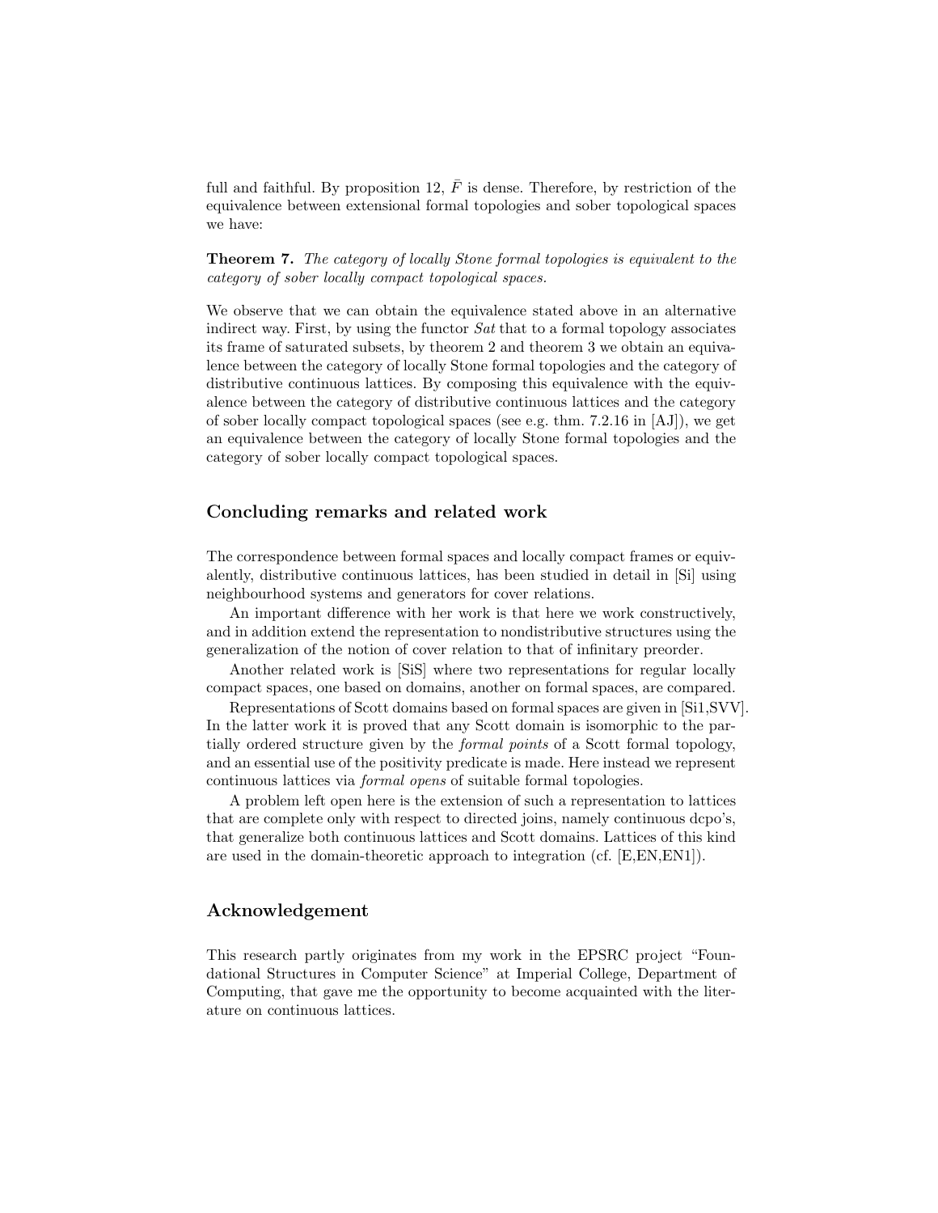full and faithful. By proposition 12, $\bar{F}$ is dense. Therefore, by restriction of the equivalence between extensional formal topologies and sober topological spaces we have:

**Theorem 7.** *The category of locally Stone formal topologies is equivalent to the category of sober locally compact topological spaces.*

We observe that we can obtain the equivalence stated above in an alternative indirect way. First, by using the functor *Sat* that to a formal topology associates its frame of saturated subsets, by theorem 2 and theorem 3 we obtain an equivalence between the category of locally Stone formal topologies and the category of distributive continuous lattices. By composing this equivalence with the equivalence between the category of distributive continuous lattices and the category of sober locally compact topological spaces (see e.g. thm. 7.2.16 in [AJ]), we get an equivalence between the category of locally Stone formal topologies and the category of sober locally compact topological spaces.

## Concluding remarks and related work

The correspondence between formal spaces and locally compact frames or equivalently, distributive continuous lattices, has been studied in detail in [Si] using neighbourhood systems and generators for cover relations.

An important difference with her work is that here we work constructively, and in addition extend the representation to nondistributive structures using the generalization of the notion of cover relation to that of infinitary preorder.

Another related work is [SiS] where two representations for regular locally compact spaces, one based on domains, another on formal spaces, are compared.

Representations of Scott domains based on formal spaces are given in [Si1,SVV]. In the latter work it is proved that any Scott domain is isomorphic to the partially ordered structure given by the *formal points* of a Scott formal topology, and an essential use of the positivity predicate is made. Here instead we represent continuous lattices via *formal opens* of suitable formal topologies.

A problem left open here is the extension of such a representation to lattices that are complete only with respect to directed joins, namely continuous dcpo's, that generalize both continuous lattices and Scott domains. Lattices of this kind are used in the domain-theoretic approach to integration (cf. [E,EN,EN1]).

## Acknowledgement

This research partly originates from my work in the EPSRC project "Foundational Structures in Computer Science" at Imperial College, Department of Computing, that gave me the opportunity to become acquainted with the literature on continuous lattices.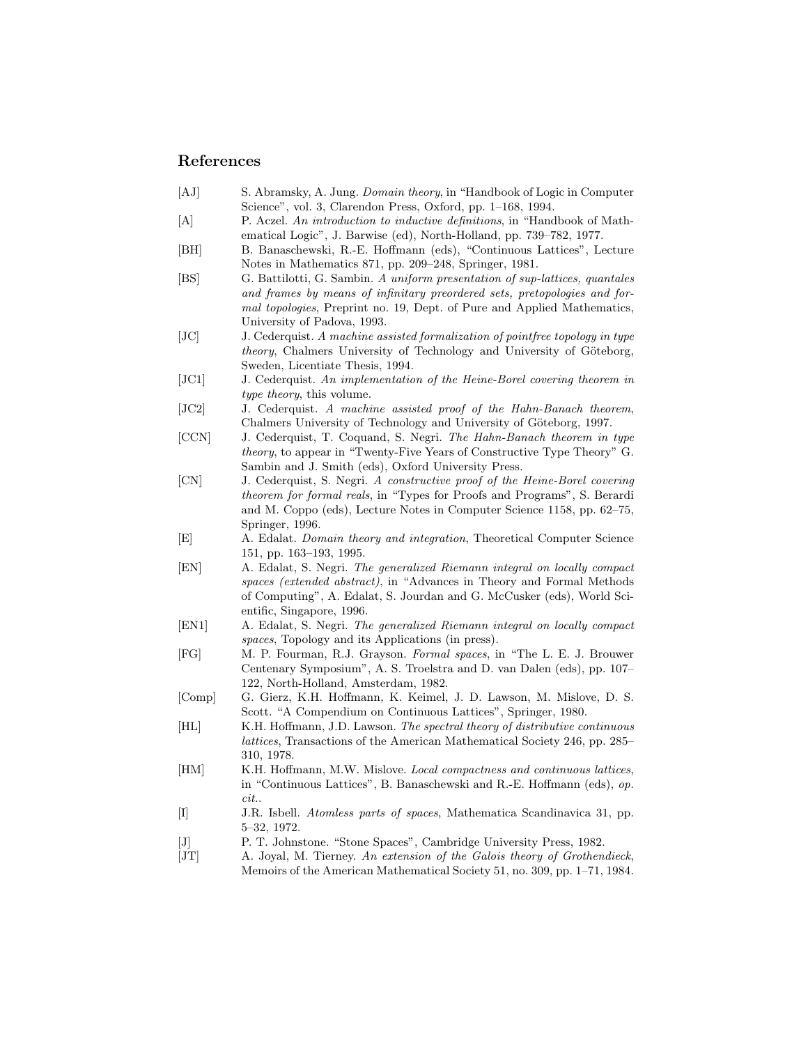## References

[AJ] S. Abramsky, A. Jung. *Domain theory*, in "Handbook of Logic in Computer Science", vol. 3, Clarendon Press, Oxford, pp. 1–168, 1994.

[A] P. Aczel. *An introduction to inductive definitions*, in "Handbook of Mathematical Logic", J. Barwise (ed), North-Holland, pp. 739–782, 1977.

[BH] B. Banaschewski, R.-E. Hoffmann (eds), "Continuous Lattices", Lecture Notes in Mathematics 871, pp. 209–248, Springer, 1981.

[BS] G. Battilotti, G. Sambin. *A uniform presentation of sup-lattices, quantales and frames by means of infinitary preordered sets, pretopologies and formal topologies*, Preprint no. 19, Dept. of Pure and Applied Mathematics, University of Padova, 1993.

[JC] J. Cederquist. *A machine assisted formalization of pointfree topology in type theory*, Chalmers University of Technology and University of Göteborg, Sweden, Licentiate Thesis, 1994.

[JC1] J. Cederquist. *An implementation of the Heine-Borel covering theorem in type theory*, this volume.

[JC2] J. Cederquist. *A machine assisted proof of the Hahn-Banach theorem*, Chalmers University of Technology and University of Göteborg, 1997.

[CCN] J. Cederquist, T. Coquand, S. Negri. *The Hahn-Banach theorem in type theory*, to appear in "Twenty-Five Years of Constructive Type Theory" G. Sambin and J. Smith (eds), Oxford University Press.

[CN] J. Cederquist, S. Negri. *A constructive proof of the Heine-Borel covering theorem for formal reals*, in "Types for Proofs and Programs", S. Berardi and M. Coppo (eds), Lecture Notes in Computer Science 1158, pp. 62–75, Springer, 1996.

[E] A. Edalat. *Domain theory and integration*, Theoretical Computer Science 151, pp. 163–193, 1995.

[EN] A. Edalat, S. Negri. *The generalized Riemann integral on locally compact spaces (extended abstract)*, in "Advances in Theory and Formal Methods of Computing", A. Edalat, S. Jourdan and G. McCusker (eds), World Scientific, Singapore, 1996.

[EN1] A. Edalat, S. Negri. *The generalized Riemann integral on locally compact spaces*, Topology and its Applications (in press).

[FG] M. P. Fourman, R.J. Grayson. *Formal spaces*, in "The L. E. J. Brouwer Centenary Symposium", A. S. Troelstra and D. van Dalen (eds), pp. 107–122, North-Holland, Amsterdam, 1982.

[Comp] G. Gierz, K.H. Hoffmann, K. Keimel, J. D. Lawson, M. Mislove, D. S. Scott. "A Compendium on Continuous Lattices", Springer, 1980.

[HL] K.H. Hoffmann, J.D. Lawson. *The spectral theory of distributive continuous lattices*, Transactions of the American Mathematical Society 246, pp. 285–310, 1978.

[HM] K.H. Hoffmann, M.W. Mislove. *Local compactness and continuous lattices*, in "Continuous Lattices", B. Banaschewski and R.-E. Hoffmann (eds), *op. cit.*.

[I] J.R. Isbell. *Atomless parts of spaces*, Mathematica Scandinavica 31, pp. 5–32, 1972.

[J] P. T. Johnstone. "Stone Spaces", Cambridge University Press, 1982.

[JT] A. Joyal, M. Tierney. *An extension of the Galois theory of Grothendieck*, Memoirs of the American Mathematical Society 51, no. 309, pp. 1–71, 1984.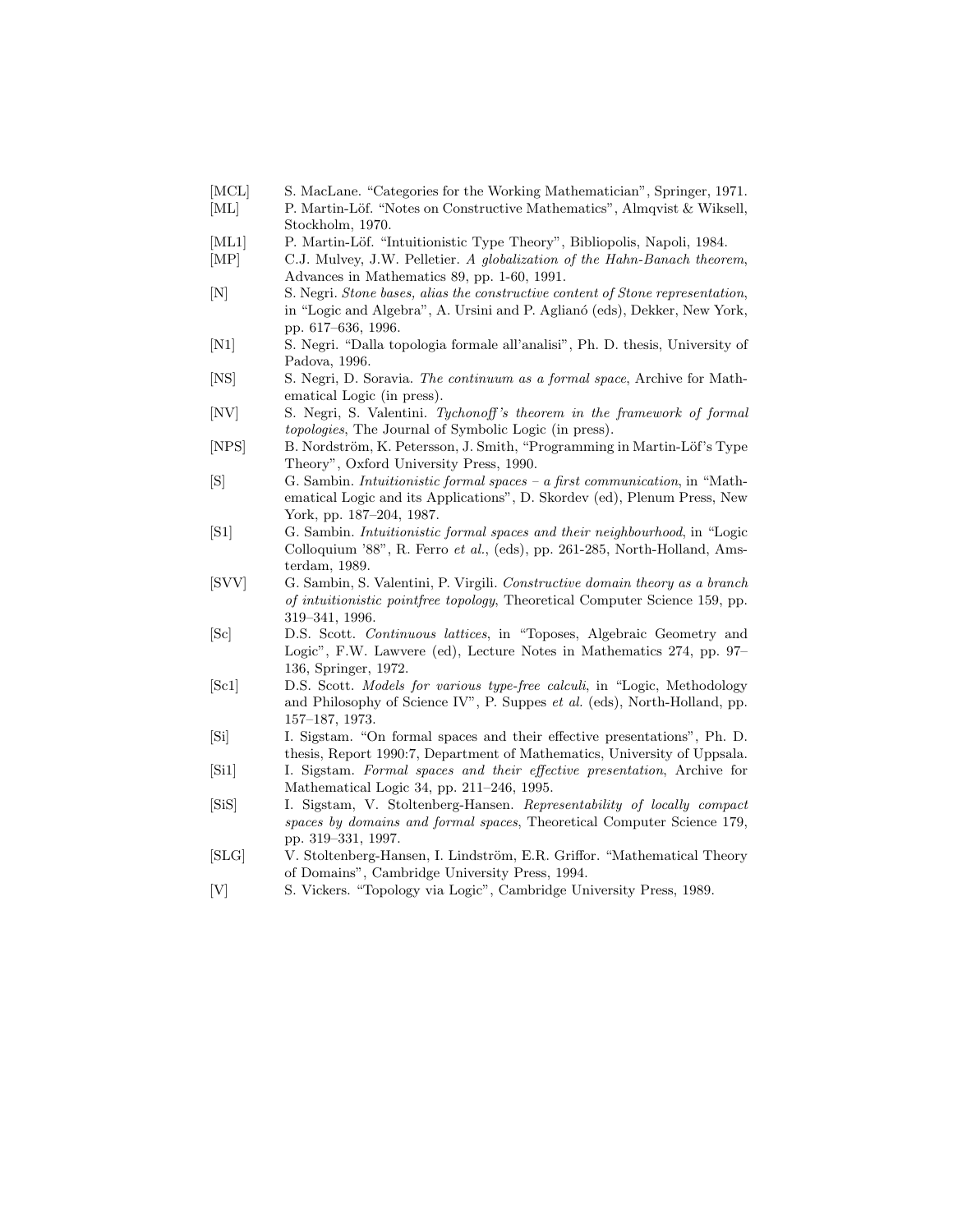[MCL] S. MacLane. "Categories for the Working Mathematician", Springer, 1971.

[ML] P. Martin-Löf. "Notes on Constructive Mathematics", Almqvist & Wiksell, Stockholm, 1970.

[ML1] P. Martin-Löf. "Intuitionistic Type Theory", Bibliopolis, Napoli, 1984.

[MP] C.J. Mulvey, J.W. Pelletier. *A globalization of the Hahn-Banach theorem*, Advances in Mathematics 89, pp. 1-60, 1991.

[N] S. Negri. *Stone bases, alias the constructive content of Stone representation*, in "Logic and Algebra", A. Ursini and P. Aglianó (eds), Dekker, New York, pp. 617–636, 1996.

[N1] S. Negri. "Dalla topologia formale all'analisi", Ph. D. thesis, University of Padova, 1996.

[NS] S. Negri, D. Soravia. *The continuum as a formal space*, Archive for Mathematical Logic (in press).

[NV] S. Negri, S. Valentini. *Tychonoff's theorem in the framework of formal topologies*, The Journal of Symbolic Logic (in press).

[NPS] B. Nordström, K. Petersson, J. Smith, "Programming in Martin-Löf's Type Theory", Oxford University Press, 1990.

[S] G. Sambin. *Intuitionistic formal spaces – a first communication*, in "Mathematical Logic and its Applications", D. Skordev (ed), Plenum Press, New York, pp. 187–204, 1987.

[S1] G. Sambin. *Intuitionistic formal spaces and their neighbourhood*, in "Logic Colloquium '88", R. Ferro *et al.*, (eds), pp. 261-285, North-Holland, Amsterdam, 1989.

[SVV] G. Sambin, S. Valentini, P. Virgili. *Constructive domain theory as a branch of intuitionistic pointfree topology*, Theoretical Computer Science 159, pp. 319–341, 1996.

[Sc] D.S. Scott. *Continuous lattices*, in "Toposes, Algebraic Geometry and Logic", F.W. Lawvere (ed), Lecture Notes in Mathematics 274, pp. 97–136, Springer, 1972.

[Sc1] D.S. Scott. *Models for various type-free calculi*, in "Logic, Methodology and Philosophy of Science IV", P. Suppes *et al.* (eds), North-Holland, pp. 157–187, 1973.

[Si] I. Sigstam. "On formal spaces and their effective presentations", Ph. D. thesis, Report 1990:7, Department of Mathematics, University of Uppsala.

[Si1] I. Sigstam. *Formal spaces and their effective presentation*, Archive for Mathematical Logic 34, pp. 211–246, 1995.

[SiS] I. Sigstam, V. Stoltenberg-Hansen. *Representability of locally compact spaces by domains and formal spaces*, Theoretical Computer Science 179, pp. 319–331, 1997.

[SLG] V. Stoltenberg-Hansen, I. Lindström, E.R. Griffor. "Mathematical Theory of Domains", Cambridge University Press, 1994.

[V] S. Vickers. "Topology via Logic", Cambridge University Press, 1989.